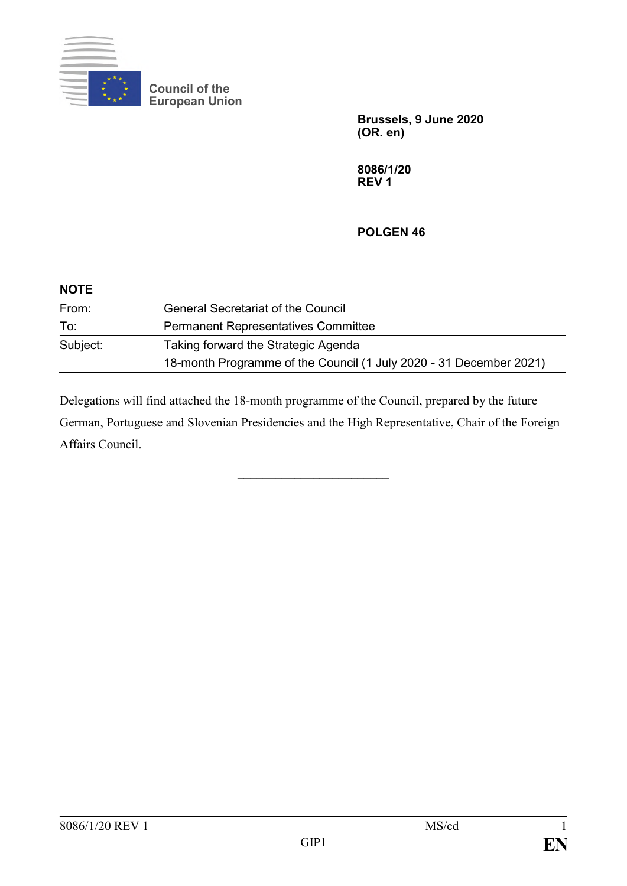Council of the European Union

**Brussels, 9 June 2020**
**(OR. en)**

**8086/1/20**
**REV 1**

**POLGEN 46**

**NOTE**

| | |
|---|---|
| From: | General Secretariat of the Council |
| To: | Permanent Representatives Committee |
| Subject: | Taking forward the Strategic Agenda<br>18-month Programme of the Council (1 July 2020 - 31 December 2021) |

Delegations will find attached the 18-month programme of the Council, prepared by the future German, Portuguese and Slovenian Presidencies and the High Representative, Chair of the Foreign Affairs Council.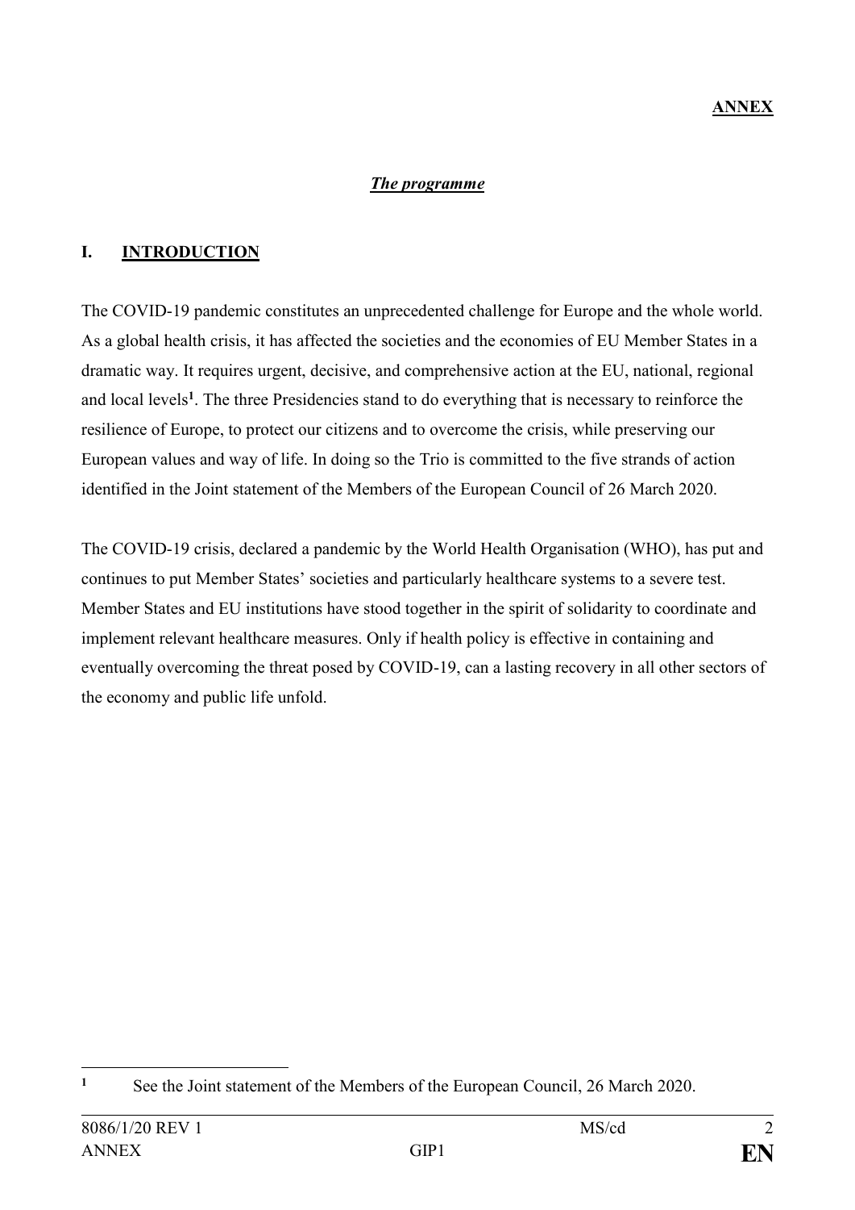**ANNEX**

***The programme***

## I. INTRODUCTION

The COVID-19 pandemic constitutes an unprecedented challenge for Europe and the whole world. As a global health crisis, it has affected the societies and the economies of EU Member States in a dramatic way. It requires urgent, decisive, and comprehensive action at the EU, national, regional and local levels[1]. The three Presidencies stand to do everything that is necessary to reinforce the resilience of Europe, to protect our citizens and to overcome the crisis, while preserving our European values and way of life. In doing so the Trio is committed to the five strands of action identified in the Joint statement of the Members of the European Council of 26 March 2020.

The COVID-19 crisis, declared a pandemic by the World Health Organisation (WHO), has put and continues to put Member States' societies and particularly healthcare systems to a severe test. Member States and EU institutions have stood together in the spirit of solidarity to coordinate and implement relevant healthcare measures. Only if health policy is effective in containing and eventually overcoming the threat posed by COVID-19, can a lasting recovery in all other sectors of the economy and public life unfold.

[1] See the Joint statement of the Members of the European Council, 26 March 2020.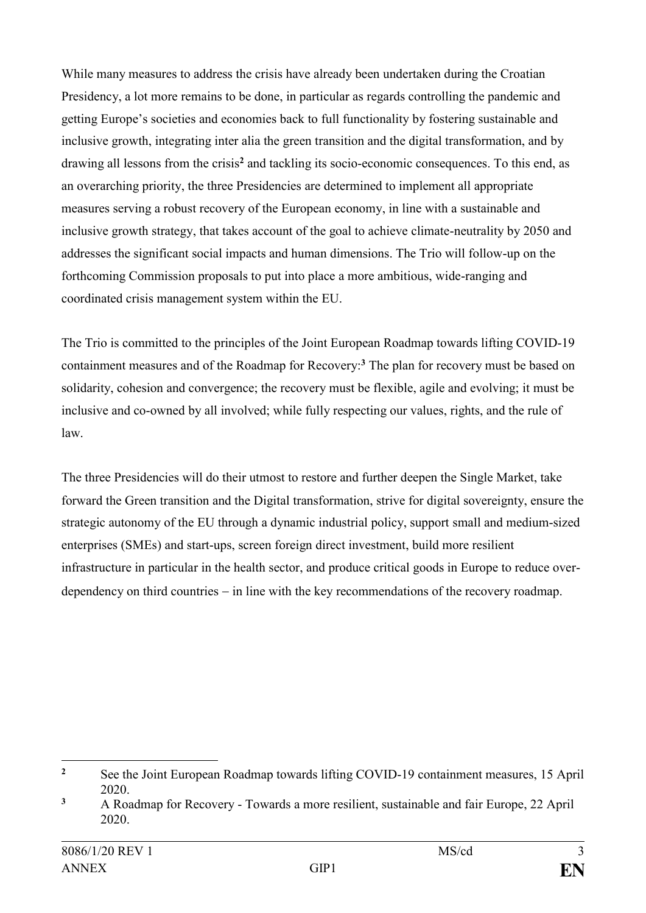While many measures to address the crisis have already been undertaken during the Croatian Presidency, a lot more remains to be done, in particular as regards controlling the pandemic and getting Europe's societies and economies back to full functionality by fostering sustainable and inclusive growth, integrating inter alia the green transition and the digital transformation, and by drawing all lessons from the crisis[2] and tackling its socio-economic consequences. To this end, as an overarching priority, the three Presidencies are determined to implement all appropriate measures serving a robust recovery of the European economy, in line with a sustainable and inclusive growth strategy, that takes account of the goal to achieve climate-neutrality by 2050 and addresses the significant social impacts and human dimensions. The Trio will follow-up on the forthcoming Commission proposals to put into place a more ambitious, wide-ranging and coordinated crisis management system within the EU.

The Trio is committed to the principles of the Joint European Roadmap towards lifting COVID-19 containment measures and of the Roadmap for Recovery:[3] The plan for recovery must be based on solidarity, cohesion and convergence; the recovery must be flexible, agile and evolving; it must be inclusive and co-owned by all involved; while fully respecting our values, rights, and the rule of law.

The three Presidencies will do their utmost to restore and further deepen the Single Market, take forward the Green transition and the Digital transformation, strive for digital sovereignty, ensure the strategic autonomy of the EU through a dynamic industrial policy, support small and medium-sized enterprises (SMEs) and start-ups, screen foreign direct investment, build more resilient infrastructure in particular in the health sector, and produce critical goods in Europe to reduce over-dependency on third countries – in line with the key recommendations of the recovery roadmap.

---

[2] See the Joint European Roadmap towards lifting COVID-19 containment measures, 15 April 2020.

[3] A Roadmap for Recovery - Towards a more resilient, sustainable and fair Europe, 22 April 2020.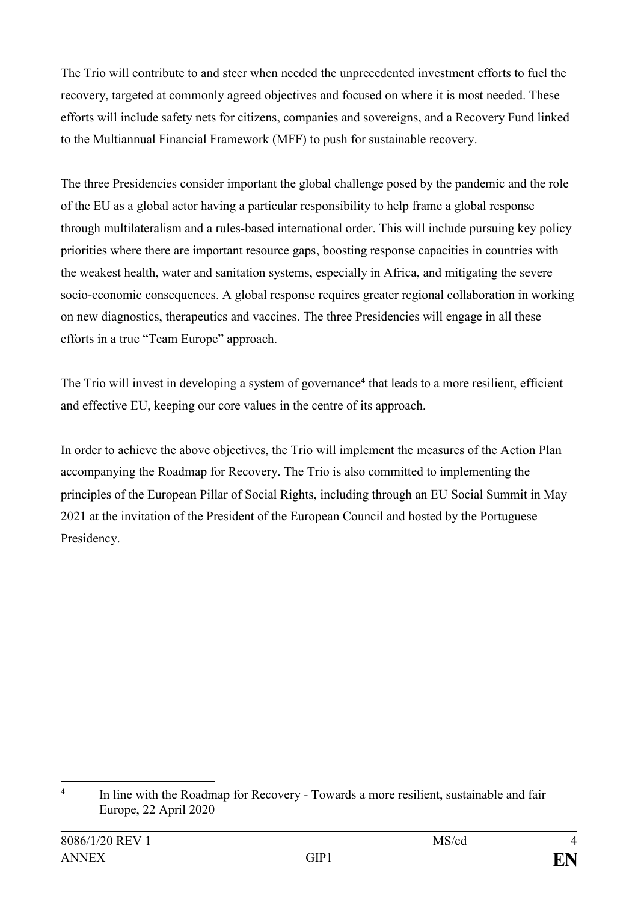The Trio will contribute to and steer when needed the unprecedented investment efforts to fuel the recovery, targeted at commonly agreed objectives and focused on where it is most needed. These efforts will include safety nets for citizens, companies and sovereigns, and a Recovery Fund linked to the Multiannual Financial Framework (MFF) to push for sustainable recovery.

The three Presidencies consider important the global challenge posed by the pandemic and the role of the EU as a global actor having a particular responsibility to help frame a global response through multilateralism and a rules-based international order. This will include pursuing key policy priorities where there are important resource gaps, boosting response capacities in countries with the weakest health, water and sanitation systems, especially in Africa, and mitigating the severe socio-economic consequences. A global response requires greater regional collaboration in working on new diagnostics, therapeutics and vaccines. The three Presidencies will engage in all these efforts in a true "Team Europe" approach.

The Trio will invest in developing a system of governance[4] that leads to a more resilient, efficient and effective EU, keeping our core values in the centre of its approach.

In order to achieve the above objectives, the Trio will implement the measures of the Action Plan accompanying the Roadmap for Recovery. The Trio is also committed to implementing the principles of the European Pillar of Social Rights, including through an EU Social Summit in May 2021 at the invitation of the President of the European Council and hosted by the Portuguese Presidency.

---

[4] In line with the Roadmap for Recovery - Towards a more resilient, sustainable and fair Europe, 22 April 2020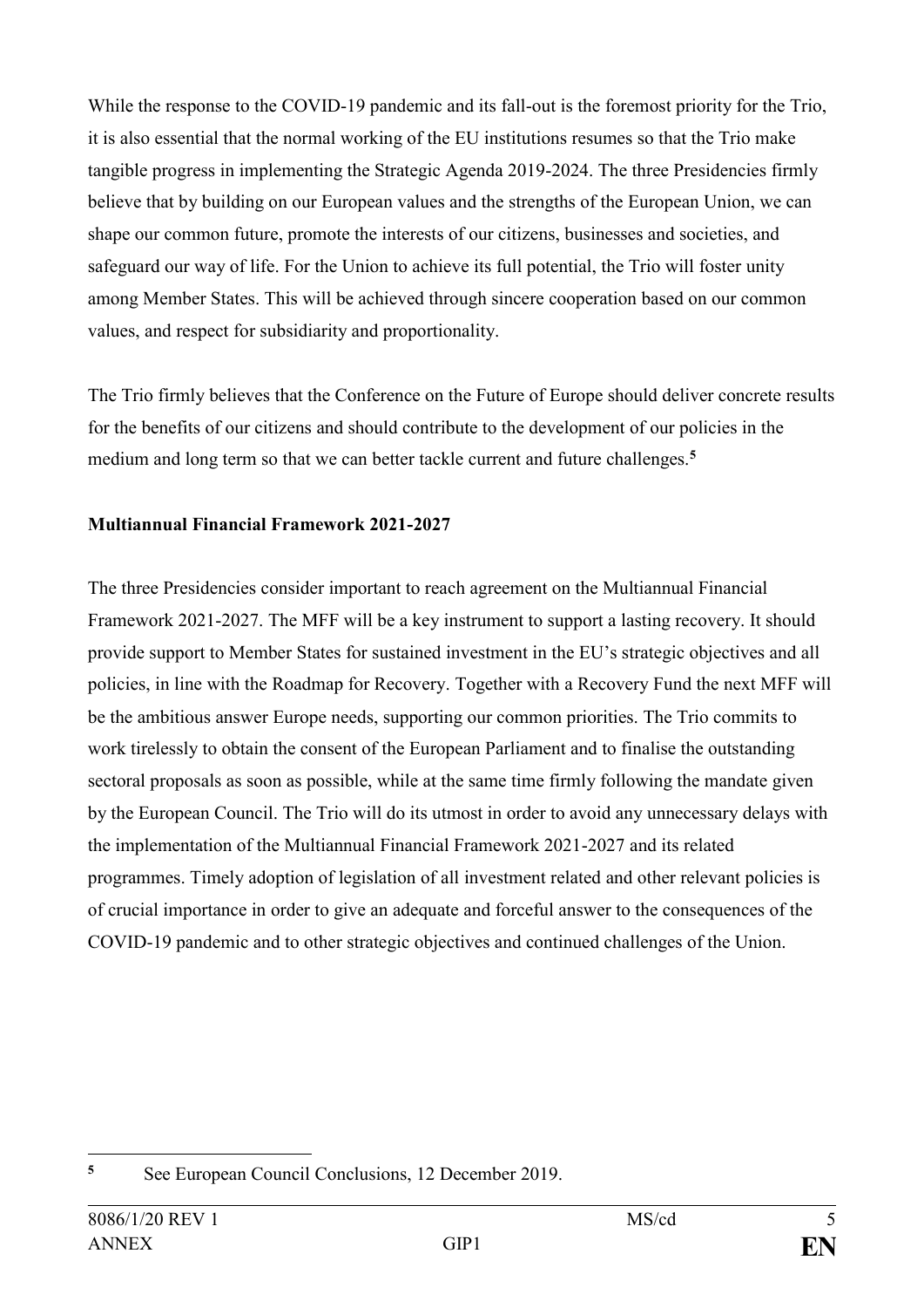While the response to the COVID-19 pandemic and its fall-out is the foremost priority for the Trio, it is also essential that the normal working of the EU institutions resumes so that the Trio make tangible progress in implementing the Strategic Agenda 2019-2024. The three Presidencies firmly believe that by building on our European values and the strengths of the European Union, we can shape our common future, promote the interests of our citizens, businesses and societies, and safeguard our way of life. For the Union to achieve its full potential, the Trio will foster unity among Member States. This will be achieved through sincere cooperation based on our common values, and respect for subsidiarity and proportionality.

The Trio firmly believes that the Conference on the Future of Europe should deliver concrete results for the benefits of our citizens and should contribute to the development of our policies in the medium and long term so that we can better tackle current and future challenges.[5]

**Multiannual Financial Framework 2021-2027**

The three Presidencies consider important to reach agreement on the Multiannual Financial Framework 2021-2027. The MFF will be a key instrument to support a lasting recovery. It should provide support to Member States for sustained investment in the EU's strategic objectives and all policies, in line with the Roadmap for Recovery. Together with a Recovery Fund the next MFF will be the ambitious answer Europe needs, supporting our common priorities. The Trio commits to work tirelessly to obtain the consent of the European Parliament and to finalise the outstanding sectoral proposals as soon as possible, while at the same time firmly following the mandate given by the European Council. The Trio will do its utmost in order to avoid any unnecessary delays with the implementation of the Multiannual Financial Framework 2021-2027 and its related programmes. Timely adoption of legislation of all investment related and other relevant policies is of crucial importance in order to give an adequate and forceful answer to the consequences of the COVID-19 pandemic and to other strategic objectives and continued challenges of the Union.

[5] See European Council Conclusions, 12 December 2019.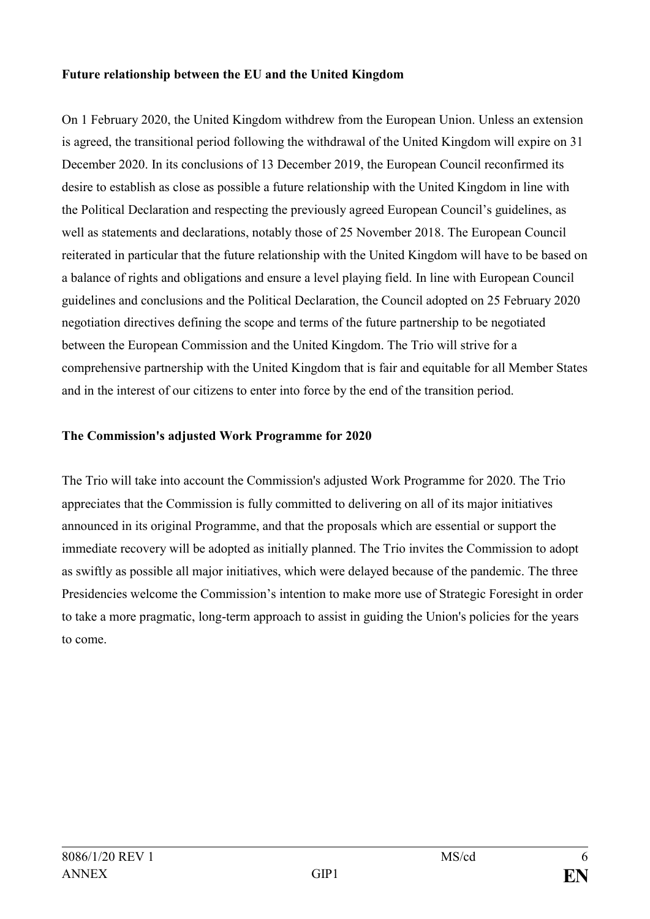**Future relationship between the EU and the United Kingdom**

On 1 February 2020, the United Kingdom withdrew from the European Union. Unless an extension is agreed, the transitional period following the withdrawal of the United Kingdom will expire on 31 December 2020. In its conclusions of 13 December 2019, the European Council reconfirmed its desire to establish as close as possible a future relationship with the United Kingdom in line with the Political Declaration and respecting the previously agreed European Council's guidelines, as well as statements and declarations, notably those of 25 November 2018. The European Council reiterated in particular that the future relationship with the United Kingdom will have to be based on a balance of rights and obligations and ensure a level playing field. In line with European Council guidelines and conclusions and the Political Declaration, the Council adopted on 25 February 2020 negotiation directives defining the scope and terms of the future partnership to be negotiated between the European Commission and the United Kingdom. The Trio will strive for a comprehensive partnership with the United Kingdom that is fair and equitable for all Member States and in the interest of our citizens to enter into force by the end of the transition period.

**The Commission's adjusted Work Programme for 2020**

The Trio will take into account the Commission's adjusted Work Programme for 2020. The Trio appreciates that the Commission is fully committed to delivering on all of its major initiatives announced in its original Programme, and that the proposals which are essential or support the immediate recovery will be adopted as initially planned. The Trio invites the Commission to adopt as swiftly as possible all major initiatives, which were delayed because of the pandemic. The three Presidencies welcome the Commission's intention to make more use of Strategic Foresight in order to take a more pragmatic, long-term approach to assist in guiding the Union's policies for the years to come.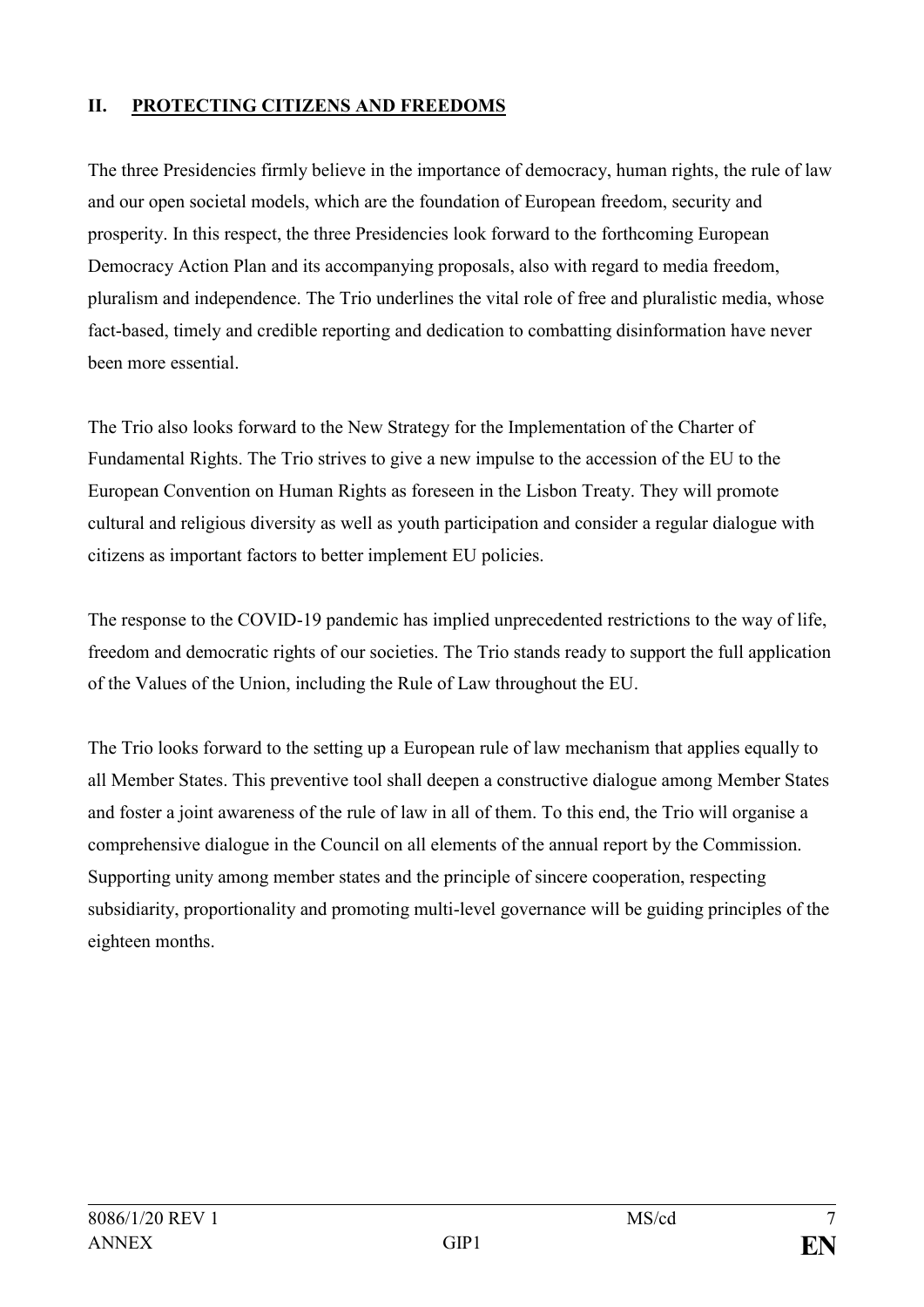## II. PROTECTING CITIZENS AND FREEDOMS

The three Presidencies firmly believe in the importance of democracy, human rights, the rule of law and our open societal models, which are the foundation of European freedom, security and prosperity. In this respect, the three Presidencies look forward to the forthcoming European Democracy Action Plan and its accompanying proposals, also with regard to media freedom, pluralism and independence. The Trio underlines the vital role of free and pluralistic media, whose fact-based, timely and credible reporting and dedication to combatting disinformation have never been more essential.

The Trio also looks forward to the New Strategy for the Implementation of the Charter of Fundamental Rights. The Trio strives to give a new impulse to the accession of the EU to the European Convention on Human Rights as foreseen in the Lisbon Treaty. They will promote cultural and religious diversity as well as youth participation and consider a regular dialogue with citizens as important factors to better implement EU policies.

The response to the COVID-19 pandemic has implied unprecedented restrictions to the way of life, freedom and democratic rights of our societies. The Trio stands ready to support the full application of the Values of the Union, including the Rule of Law throughout the EU.

The Trio looks forward to the setting up a European rule of law mechanism that applies equally to all Member States. This preventive tool shall deepen a constructive dialogue among Member States and foster a joint awareness of the rule of law in all of them. To this end, the Trio will organise a comprehensive dialogue in the Council on all elements of the annual report by the Commission. Supporting unity among member states and the principle of sincere cooperation, respecting subsidiarity, proportionality and promoting multi-level governance will be guiding principles of the eighteen months.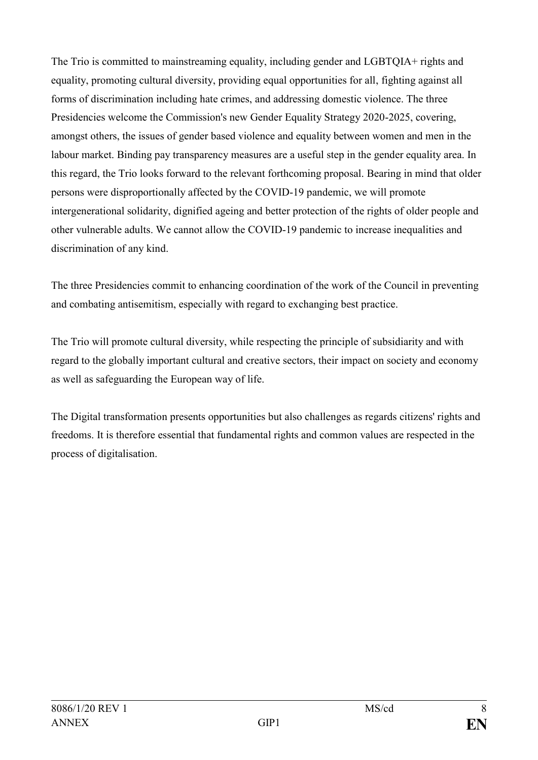The Trio is committed to mainstreaming equality, including gender and LGBTQIA+ rights and equality, promoting cultural diversity, providing equal opportunities for all, fighting against all forms of discrimination including hate crimes, and addressing domestic violence. The three Presidencies welcome the Commission's new Gender Equality Strategy 2020-2025, covering, amongst others, the issues of gender based violence and equality between women and men in the labour market. Binding pay transparency measures are a useful step in the gender equality area. In this regard, the Trio looks forward to the relevant forthcoming proposal. Bearing in mind that older persons were disproportionally affected by the COVID-19 pandemic, we will promote intergenerational solidarity, dignified ageing and better protection of the rights of older people and other vulnerable adults. We cannot allow the COVID-19 pandemic to increase inequalities and discrimination of any kind.

The three Presidencies commit to enhancing coordination of the work of the Council in preventing and combating antisemitism, especially with regard to exchanging best practice.

The Trio will promote cultural diversity, while respecting the principle of subsidiarity and with regard to the globally important cultural and creative sectors, their impact on society and economy as well as safeguarding the European way of life.

The Digital transformation presents opportunities but also challenges as regards citizens' rights and freedoms. It is therefore essential that fundamental rights and common values are respected in the process of digitalisation.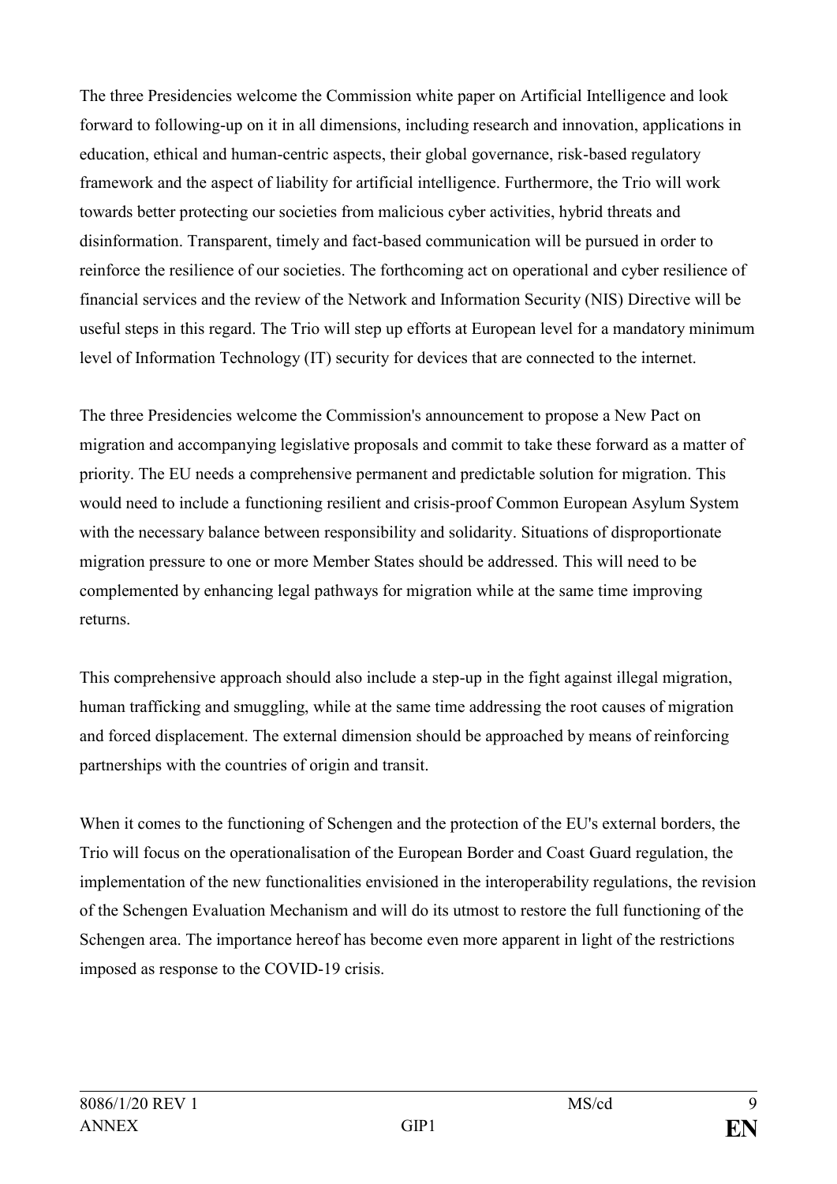The three Presidencies welcome the Commission white paper on Artificial Intelligence and look forward to following-up on it in all dimensions, including research and innovation, applications in education, ethical and human-centric aspects, their global governance, risk-based regulatory framework and the aspect of liability for artificial intelligence. Furthermore, the Trio will work towards better protecting our societies from malicious cyber activities, hybrid threats and disinformation. Transparent, timely and fact-based communication will be pursued in order to reinforce the resilience of our societies. The forthcoming act on operational and cyber resilience of financial services and the review of the Network and Information Security (NIS) Directive will be useful steps in this regard. The Trio will step up efforts at European level for a mandatory minimum level of Information Technology (IT) security for devices that are connected to the internet.

The three Presidencies welcome the Commission's announcement to propose a New Pact on migration and accompanying legislative proposals and commit to take these forward as a matter of priority. The EU needs a comprehensive permanent and predictable solution for migration. This would need to include a functioning resilient and crisis-proof Common European Asylum System with the necessary balance between responsibility and solidarity. Situations of disproportionate migration pressure to one or more Member States should be addressed. This will need to be complemented by enhancing legal pathways for migration while at the same time improving returns.

This comprehensive approach should also include a step-up in the fight against illegal migration, human trafficking and smuggling, while at the same time addressing the root causes of migration and forced displacement. The external dimension should be approached by means of reinforcing partnerships with the countries of origin and transit.

When it comes to the functioning of Schengen and the protection of the EU's external borders, the Trio will focus on the operationalisation of the European Border and Coast Guard regulation, the implementation of the new functionalities envisioned in the interoperability regulations, the revision of the Schengen Evaluation Mechanism and will do its utmost to restore the full functioning of the Schengen area. The importance hereof has become even more apparent in light of the restrictions imposed as response to the COVID-19 crisis.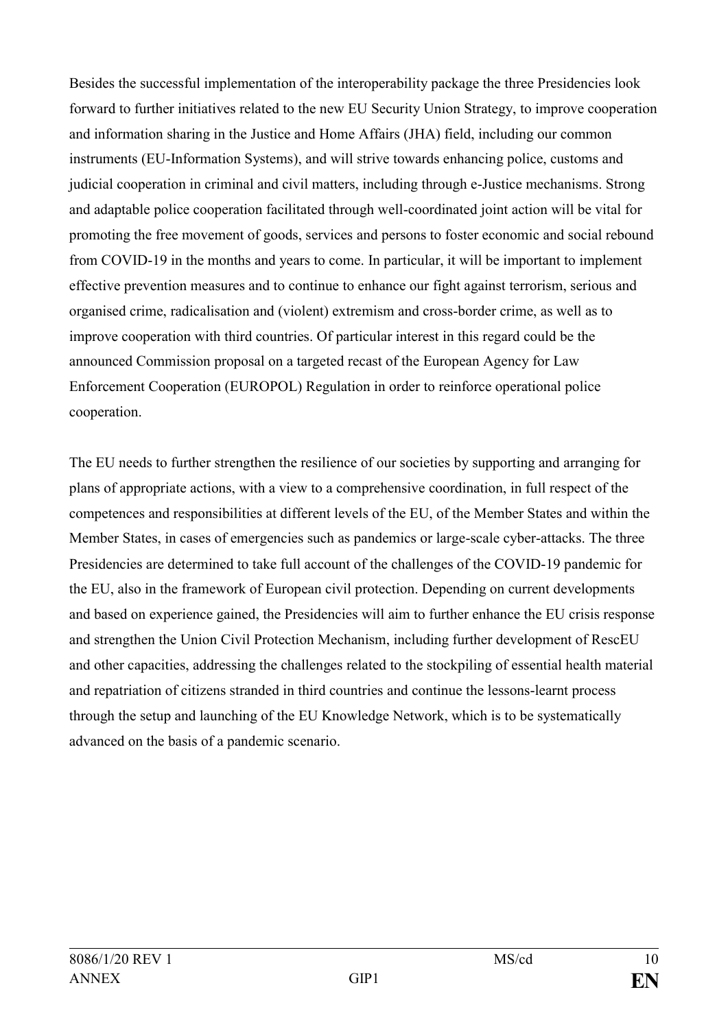Besides the successful implementation of the interoperability package the three Presidencies look forward to further initiatives related to the new EU Security Union Strategy, to improve cooperation and information sharing in the Justice and Home Affairs (JHA) field, including our common instruments (EU-Information Systems), and will strive towards enhancing police, customs and judicial cooperation in criminal and civil matters, including through e-Justice mechanisms. Strong and adaptable police cooperation facilitated through well-coordinated joint action will be vital for promoting the free movement of goods, services and persons to foster economic and social rebound from COVID-19 in the months and years to come. In particular, it will be important to implement effective prevention measures and to continue to enhance our fight against terrorism, serious and organised crime, radicalisation and (violent) extremism and cross-border crime, as well as to improve cooperation with third countries. Of particular interest in this regard could be the announced Commission proposal on a targeted recast of the European Agency for Law Enforcement Cooperation (EUROPOL) Regulation in order to reinforce operational police cooperation.

The EU needs to further strengthen the resilience of our societies by supporting and arranging for plans of appropriate actions, with a view to a comprehensive coordination, in full respect of the competences and responsibilities at different levels of the EU, of the Member States and within the Member States, in cases of emergencies such as pandemics or large-scale cyber-attacks. The three Presidencies are determined to take full account of the challenges of the COVID-19 pandemic for the EU, also in the framework of European civil protection. Depending on current developments and based on experience gained, the Presidencies will aim to further enhance the EU crisis response and strengthen the Union Civil Protection Mechanism, including further development of RescEU and other capacities, addressing the challenges related to the stockpiling of essential health material and repatriation of citizens stranded in third countries and continue the lessons-learnt process through the setup and launching of the EU Knowledge Network, which is to be systematically advanced on the basis of a pandemic scenario.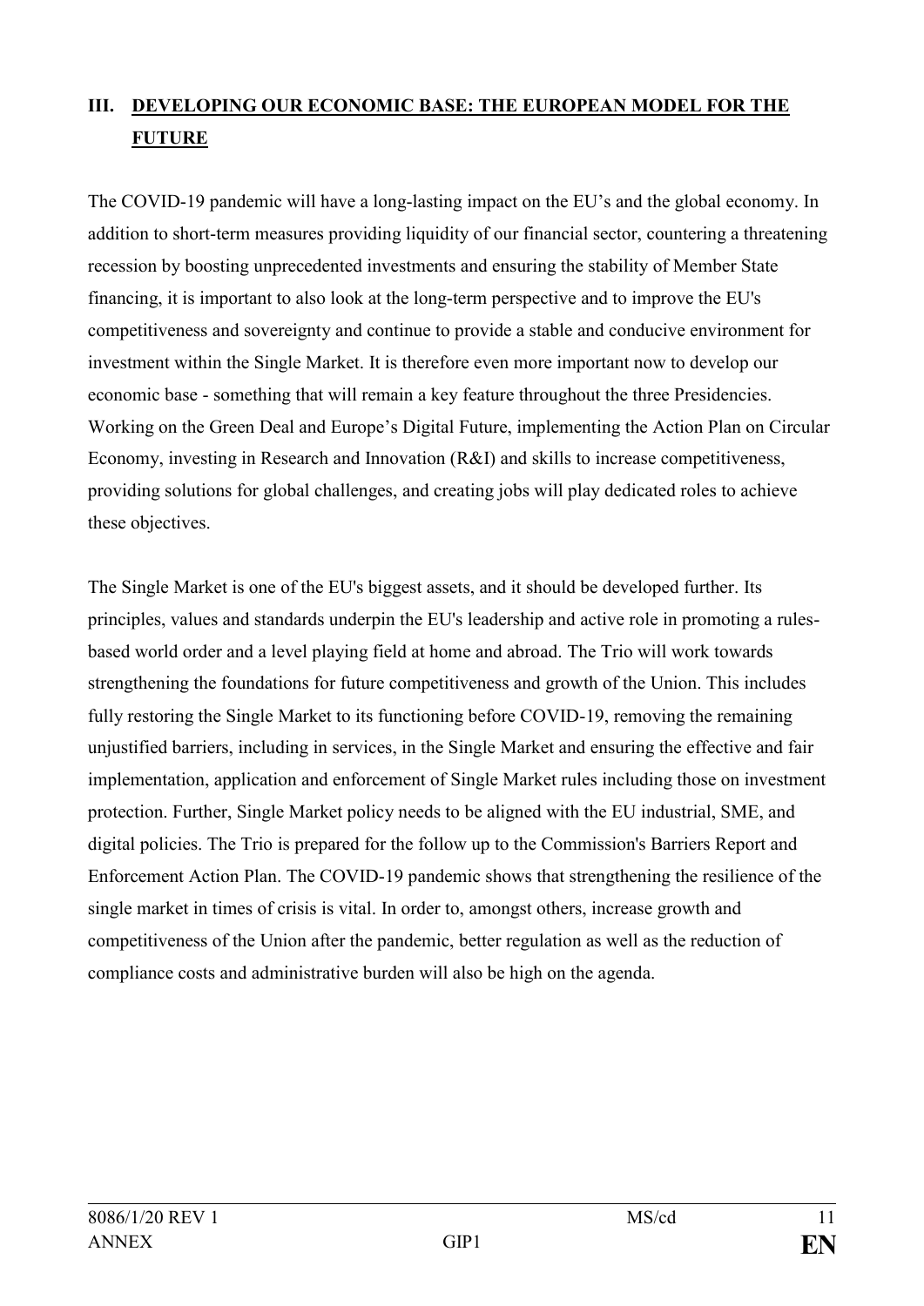## III. DEVELOPING OUR ECONOMIC BASE: THE EUROPEAN MODEL FOR THE FUTURE

The COVID-19 pandemic will have a long-lasting impact on the EU's and the global economy. In addition to short-term measures providing liquidity of our financial sector, countering a threatening recession by boosting unprecedented investments and ensuring the stability of Member State financing, it is important to also look at the long-term perspective and to improve the EU's competitiveness and sovereignty and continue to provide a stable and conducive environment for investment within the Single Market. It is therefore even more important now to develop our economic base - something that will remain a key feature throughout the three Presidencies. Working on the Green Deal and Europe's Digital Future, implementing the Action Plan on Circular Economy, investing in Research and Innovation (R&I) and skills to increase competitiveness, providing solutions for global challenges, and creating jobs will play dedicated roles to achieve these objectives.

The Single Market is one of the EU's biggest assets, and it should be developed further. Its principles, values and standards underpin the EU's leadership and active role in promoting a rules-based world order and a level playing field at home and abroad. The Trio will work towards strengthening the foundations for future competitiveness and growth of the Union. This includes fully restoring the Single Market to its functioning before COVID-19, removing the remaining unjustified barriers, including in services, in the Single Market and ensuring the effective and fair implementation, application and enforcement of Single Market rules including those on investment protection. Further, Single Market policy needs to be aligned with the EU industrial, SME, and digital policies. The Trio is prepared for the follow up to the Commission's Barriers Report and Enforcement Action Plan. The COVID-19 pandemic shows that strengthening the resilience of the single market in times of crisis is vital. In order to, amongst others, increase growth and competitiveness of the Union after the pandemic, better regulation as well as the reduction of compliance costs and administrative burden will also be high on the agenda.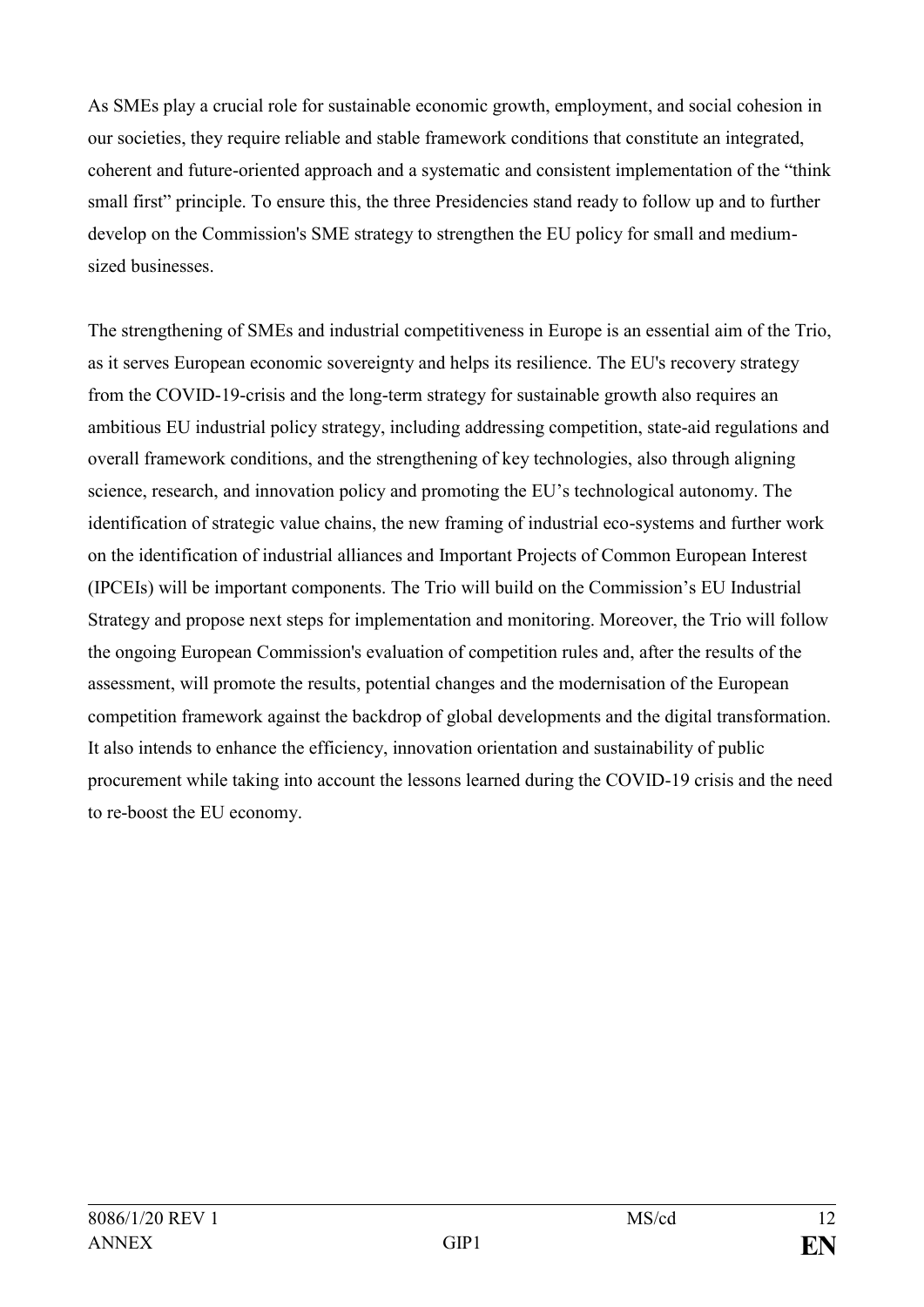As SMEs play a crucial role for sustainable economic growth, employment, and social cohesion in our societies, they require reliable and stable framework conditions that constitute an integrated, coherent and future-oriented approach and a systematic and consistent implementation of the "think small first" principle. To ensure this, the three Presidencies stand ready to follow up and to further develop on the Commission's SME strategy to strengthen the EU policy for small and medium-sized businesses.

The strengthening of SMEs and industrial competitiveness in Europe is an essential aim of the Trio, as it serves European economic sovereignty and helps its resilience. The EU's recovery strategy from the COVID-19-crisis and the long-term strategy for sustainable growth also requires an ambitious EU industrial policy strategy, including addressing competition, state-aid regulations and overall framework conditions, and the strengthening of key technologies, also through aligning science, research, and innovation policy and promoting the EU's technological autonomy. The identification of strategic value chains, the new framing of industrial eco-systems and further work on the identification of industrial alliances and Important Projects of Common European Interest (IPCEIs) will be important components. The Trio will build on the Commission's EU Industrial Strategy and propose next steps for implementation and monitoring. Moreover, the Trio will follow the ongoing European Commission's evaluation of competition rules and, after the results of the assessment, will promote the results, potential changes and the modernisation of the European competition framework against the backdrop of global developments and the digital transformation. It also intends to enhance the efficiency, innovation orientation and sustainability of public procurement while taking into account the lessons learned during the COVID-19 crisis and the need to re-boost the EU economy.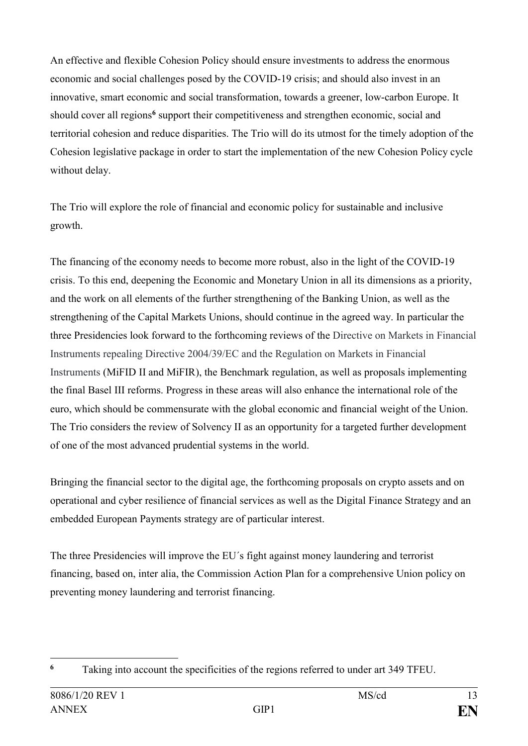An effective and flexible Cohesion Policy should ensure investments to address the enormous economic and social challenges posed by the COVID-19 crisis; and should also invest in an innovative, smart economic and social transformation, towards a greener, low-carbon Europe. It should cover all regions[6] support their competitiveness and strengthen economic, social and territorial cohesion and reduce disparities. The Trio will do its utmost for the timely adoption of the Cohesion legislative package in order to start the implementation of the new Cohesion Policy cycle without delay.

The Trio will explore the role of financial and economic policy for sustainable and inclusive growth.

The financing of the economy needs to become more robust, also in the light of the COVID-19 crisis. To this end, deepening the Economic and Monetary Union in all its dimensions as a priority, and the work on all elements of the further strengthening of the Banking Union, as well as the strengthening of the Capital Markets Unions, should continue in the agreed way. In particular the three Presidencies look forward to the forthcoming reviews of the Directive on Markets in Financial Instruments repealing Directive 2004/39/EC and the Regulation on Markets in Financial Instruments (MiFID II and MiFIR), the Benchmark regulation, as well as proposals implementing the final Basel III reforms. Progress in these areas will also enhance the international role of the euro, which should be commensurate with the global economic and financial weight of the Union. The Trio considers the review of Solvency II as an opportunity for a targeted further development of one of the most advanced prudential systems in the world.

Bringing the financial sector to the digital age, the forthcoming proposals on crypto assets and on operational and cyber resilience of financial services as well as the Digital Finance Strategy and an embedded European Payments strategy are of particular interest.

The three Presidencies will improve the EU´s fight against money laundering and terrorist financing, based on, inter alia, the Commission Action Plan for a comprehensive Union policy on preventing money laundering and terrorist financing.

---

[6] Taking into account the specificities of the regions referred to under art 349 TFEU.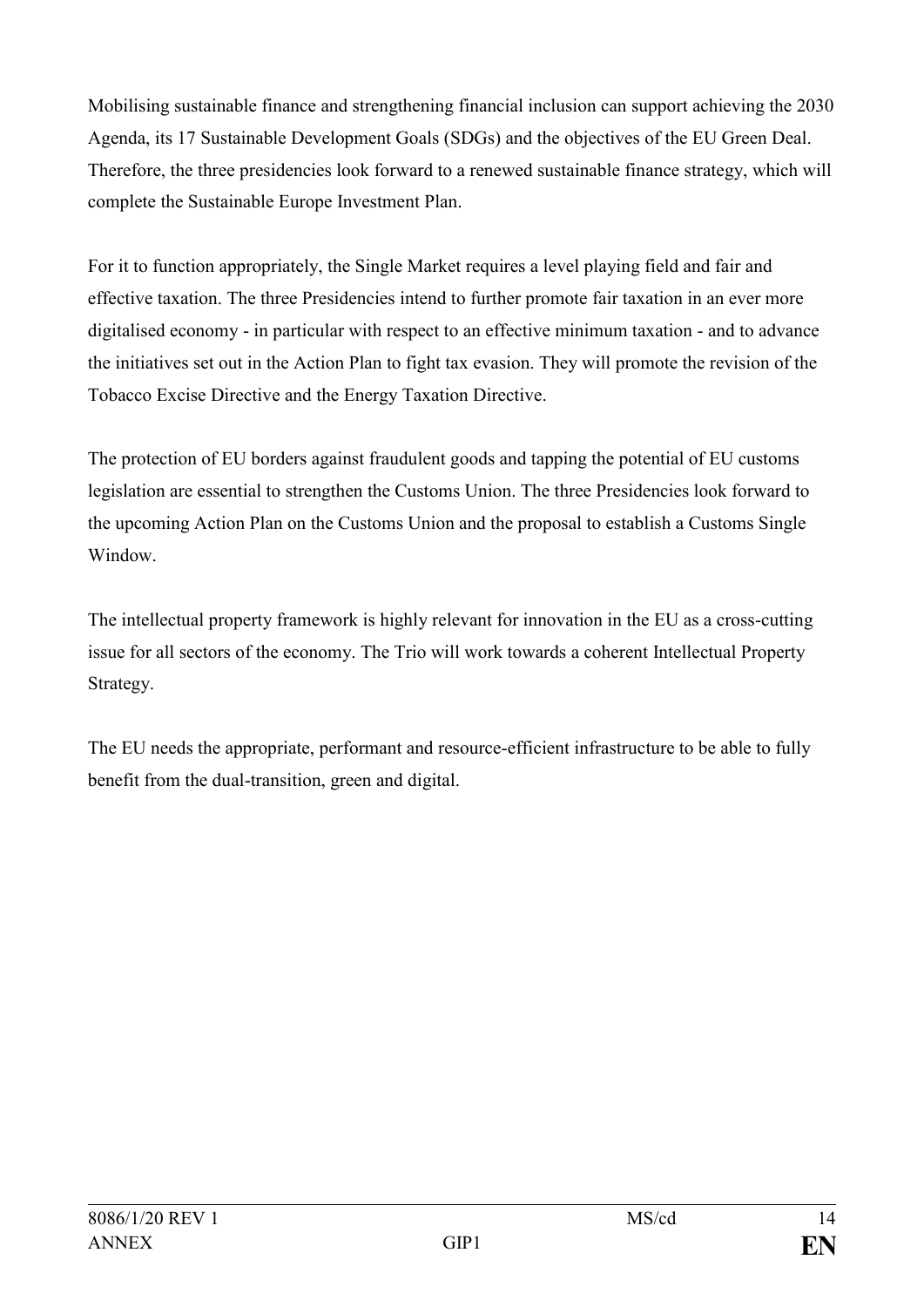Mobilising sustainable finance and strengthening financial inclusion can support achieving the 2030 Agenda, its 17 Sustainable Development Goals (SDGs) and the objectives of the EU Green Deal. Therefore, the three presidencies look forward to a renewed sustainable finance strategy, which will complete the Sustainable Europe Investment Plan.

For it to function appropriately, the Single Market requires a level playing field and fair and effective taxation. The three Presidencies intend to further promote fair taxation in an ever more digitalised economy - in particular with respect to an effective minimum taxation - and to advance the initiatives set out in the Action Plan to fight tax evasion. They will promote the revision of the Tobacco Excise Directive and the Energy Taxation Directive.

The protection of EU borders against fraudulent goods and tapping the potential of EU customs legislation are essential to strengthen the Customs Union. The three Presidencies look forward to the upcoming Action Plan on the Customs Union and the proposal to establish a Customs Single Window.

The intellectual property framework is highly relevant for innovation in the EU as a cross-cutting issue for all sectors of the economy. The Trio will work towards a coherent Intellectual Property Strategy.

The EU needs the appropriate, performant and resource-efficient infrastructure to be able to fully benefit from the dual-transition, green and digital.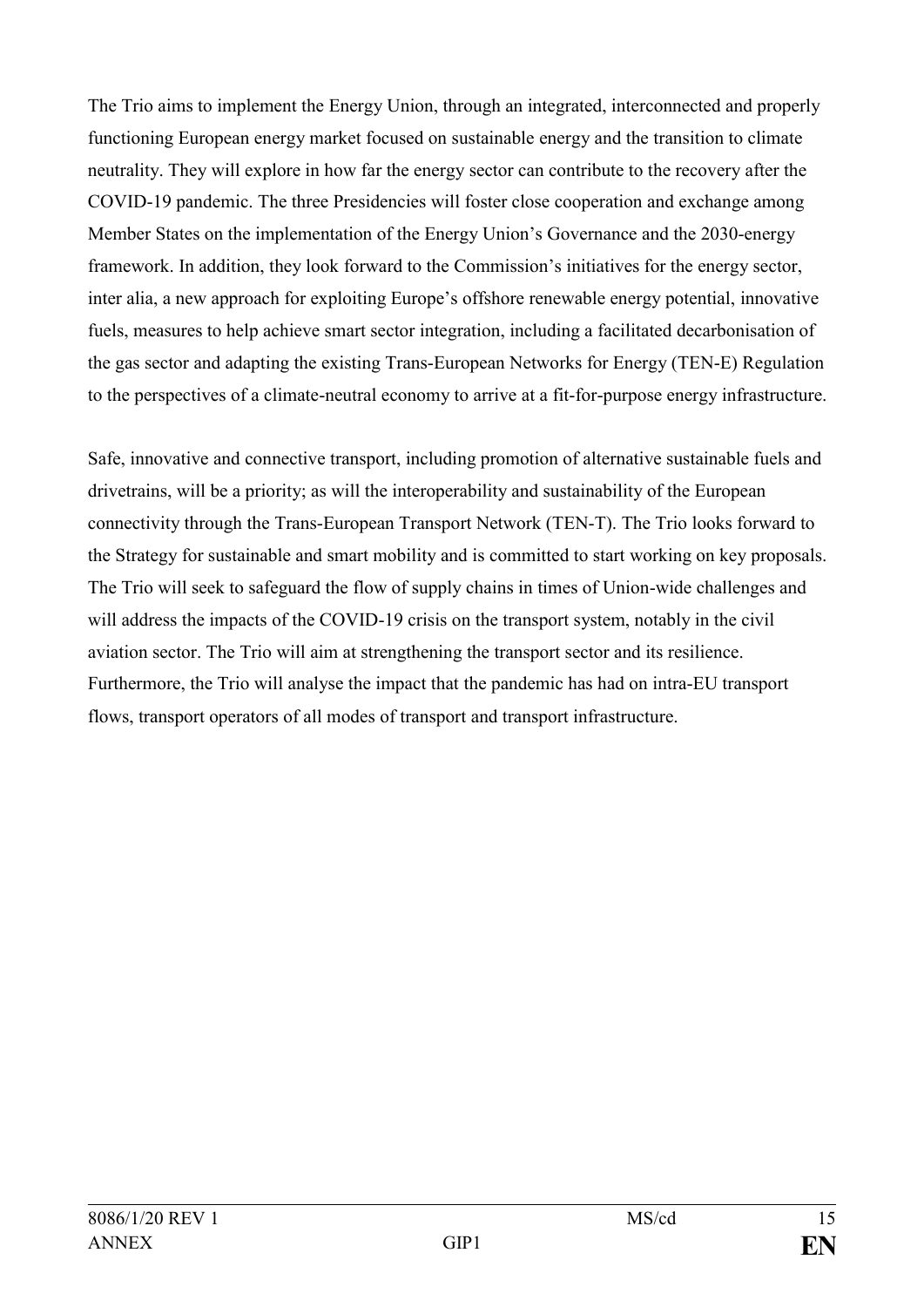The Trio aims to implement the Energy Union, through an integrated, interconnected and properly functioning European energy market focused on sustainable energy and the transition to climate neutrality. They will explore in how far the energy sector can contribute to the recovery after the COVID-19 pandemic. The three Presidencies will foster close cooperation and exchange among Member States on the implementation of the Energy Union's Governance and the 2030-energy framework. In addition, they look forward to the Commission's initiatives for the energy sector, inter alia, a new approach for exploiting Europe's offshore renewable energy potential, innovative fuels, measures to help achieve smart sector integration, including a facilitated decarbonisation of the gas sector and adapting the existing Trans-European Networks for Energy (TEN-E) Regulation to the perspectives of a climate-neutral economy to arrive at a fit-for-purpose energy infrastructure.

Safe, innovative and connective transport, including promotion of alternative sustainable fuels and drivetrains, will be a priority; as will the interoperability and sustainability of the European connectivity through the Trans-European Transport Network (TEN-T). The Trio looks forward to the Strategy for sustainable and smart mobility and is committed to start working on key proposals. The Trio will seek to safeguard the flow of supply chains in times of Union-wide challenges and will address the impacts of the COVID-19 crisis on the transport system, notably in the civil aviation sector. The Trio will aim at strengthening the transport sector and its resilience. Furthermore, the Trio will analyse the impact that the pandemic has had on intra-EU transport flows, transport operators of all modes of transport and transport infrastructure.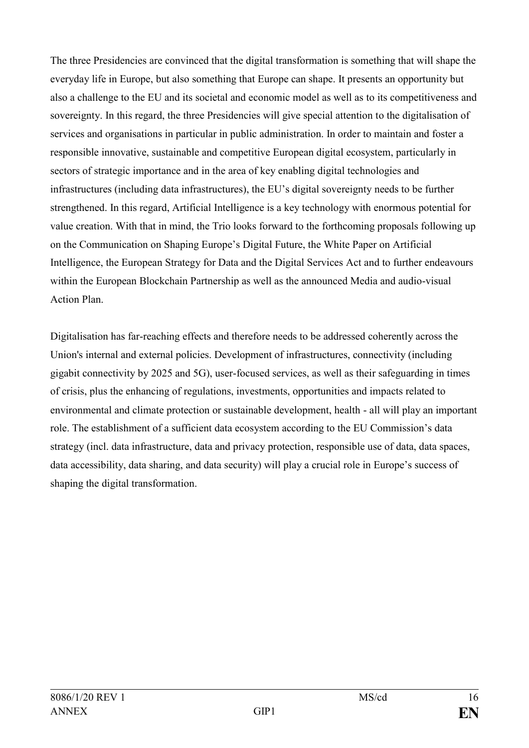The three Presidencies are convinced that the digital transformation is something that will shape the everyday life in Europe, but also something that Europe can shape. It presents an opportunity but also a challenge to the EU and its societal and economic model as well as to its competitiveness and sovereignty. In this regard, the three Presidencies will give special attention to the digitalisation of services and organisations in particular in public administration. In order to maintain and foster a responsible innovative, sustainable and competitive European digital ecosystem, particularly in sectors of strategic importance and in the area of key enabling digital technologies and infrastructures (including data infrastructures), the EU's digital sovereignty needs to be further strengthened. In this regard, Artificial Intelligence is a key technology with enormous potential for value creation. With that in mind, the Trio looks forward to the forthcoming proposals following up on the Communication on Shaping Europe's Digital Future, the White Paper on Artificial Intelligence, the European Strategy for Data and the Digital Services Act and to further endeavours within the European Blockchain Partnership as well as the announced Media and audio-visual Action Plan.

Digitalisation has far-reaching effects and therefore needs to be addressed coherently across the Union's internal and external policies. Development of infrastructures, connectivity (including gigabit connectivity by 2025 and 5G), user-focused services, as well as their safeguarding in times of crisis, plus the enhancing of regulations, investments, opportunities and impacts related to environmental and climate protection or sustainable development, health - all will play an important role. The establishment of a sufficient data ecosystem according to the EU Commission's data strategy (incl. data infrastructure, data and privacy protection, responsible use of data, data spaces, data accessibility, data sharing, and data security) will play a crucial role in Europe's success of shaping the digital transformation.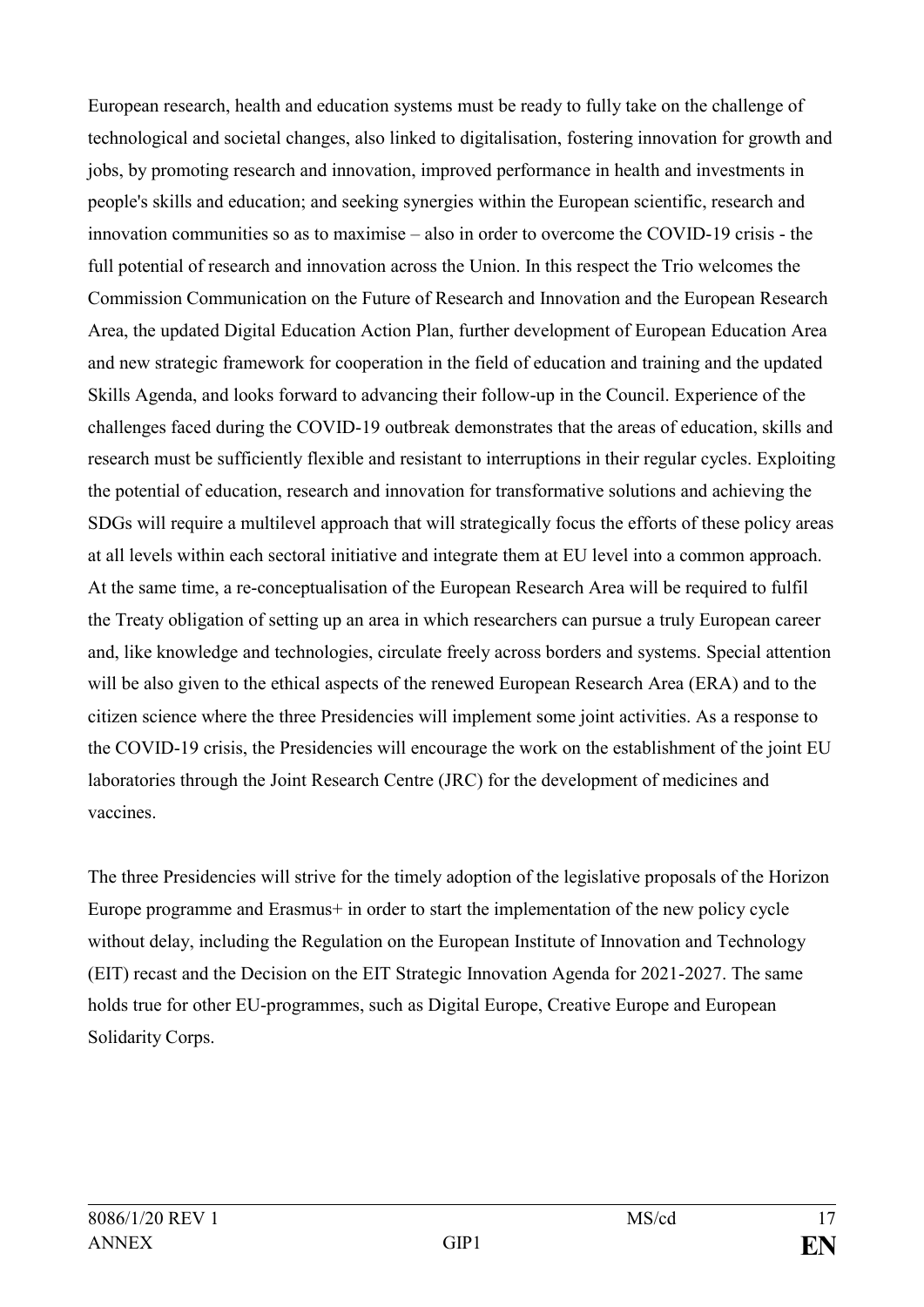European research, health and education systems must be ready to fully take on the challenge of technological and societal changes, also linked to digitalisation, fostering innovation for growth and jobs, by promoting research and innovation, improved performance in health and investments in people's skills and education; and seeking synergies within the European scientific, research and innovation communities so as to maximise – also in order to overcome the COVID-19 crisis - the full potential of research and innovation across the Union. In this respect the Trio welcomes the Commission Communication on the Future of Research and Innovation and the European Research Area, the updated Digital Education Action Plan, further development of European Education Area and new strategic framework for cooperation in the field of education and training and the updated Skills Agenda, and looks forward to advancing their follow-up in the Council. Experience of the challenges faced during the COVID-19 outbreak demonstrates that the areas of education, skills and research must be sufficiently flexible and resistant to interruptions in their regular cycles. Exploiting the potential of education, research and innovation for transformative solutions and achieving the SDGs will require a multilevel approach that will strategically focus the efforts of these policy areas at all levels within each sectoral initiative and integrate them at EU level into a common approach. At the same time, a re-conceptualisation of the European Research Area will be required to fulfil the Treaty obligation of setting up an area in which researchers can pursue a truly European career and, like knowledge and technologies, circulate freely across borders and systems. Special attention will be also given to the ethical aspects of the renewed European Research Area (ERA) and to the citizen science where the three Presidencies will implement some joint activities. As a response to the COVID-19 crisis, the Presidencies will encourage the work on the establishment of the joint EU laboratories through the Joint Research Centre (JRC) for the development of medicines and vaccines.

The three Presidencies will strive for the timely adoption of the legislative proposals of the Horizon Europe programme and Erasmus+ in order to start the implementation of the new policy cycle without delay, including the Regulation on the European Institute of Innovation and Technology (EIT) recast and the Decision on the EIT Strategic Innovation Agenda for 2021-2027. The same holds true for other EU-programmes, such as Digital Europe, Creative Europe and European Solidarity Corps.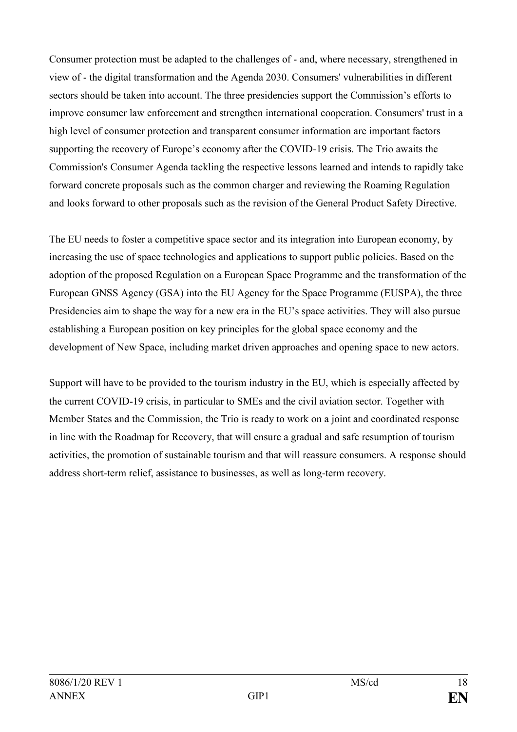Consumer protection must be adapted to the challenges of - and, where necessary, strengthened in view of - the digital transformation and the Agenda 2030. Consumers' vulnerabilities in different sectors should be taken into account. The three presidencies support the Commission's efforts to improve consumer law enforcement and strengthen international cooperation. Consumers' trust in a high level of consumer protection and transparent consumer information are important factors supporting the recovery of Europe's economy after the COVID-19 crisis. The Trio awaits the Commission's Consumer Agenda tackling the respective lessons learned and intends to rapidly take forward concrete proposals such as the common charger and reviewing the Roaming Regulation and looks forward to other proposals such as the revision of the General Product Safety Directive.

The EU needs to foster a competitive space sector and its integration into European economy, by increasing the use of space technologies and applications to support public policies. Based on the adoption of the proposed Regulation on a European Space Programme and the transformation of the European GNSS Agency (GSA) into the EU Agency for the Space Programme (EUSPA), the three Presidencies aim to shape the way for a new era in the EU's space activities. They will also pursue establishing a European position on key principles for the global space economy and the development of New Space, including market driven approaches and opening space to new actors.

Support will have to be provided to the tourism industry in the EU, which is especially affected by the current COVID-19 crisis, in particular to SMEs and the civil aviation sector. Together with Member States and the Commission, the Trio is ready to work on a joint and coordinated response in line with the Roadmap for Recovery, that will ensure a gradual and safe resumption of tourism activities, the promotion of sustainable tourism and that will reassure consumers. A response should address short-term relief, assistance to businesses, as well as long-term recovery.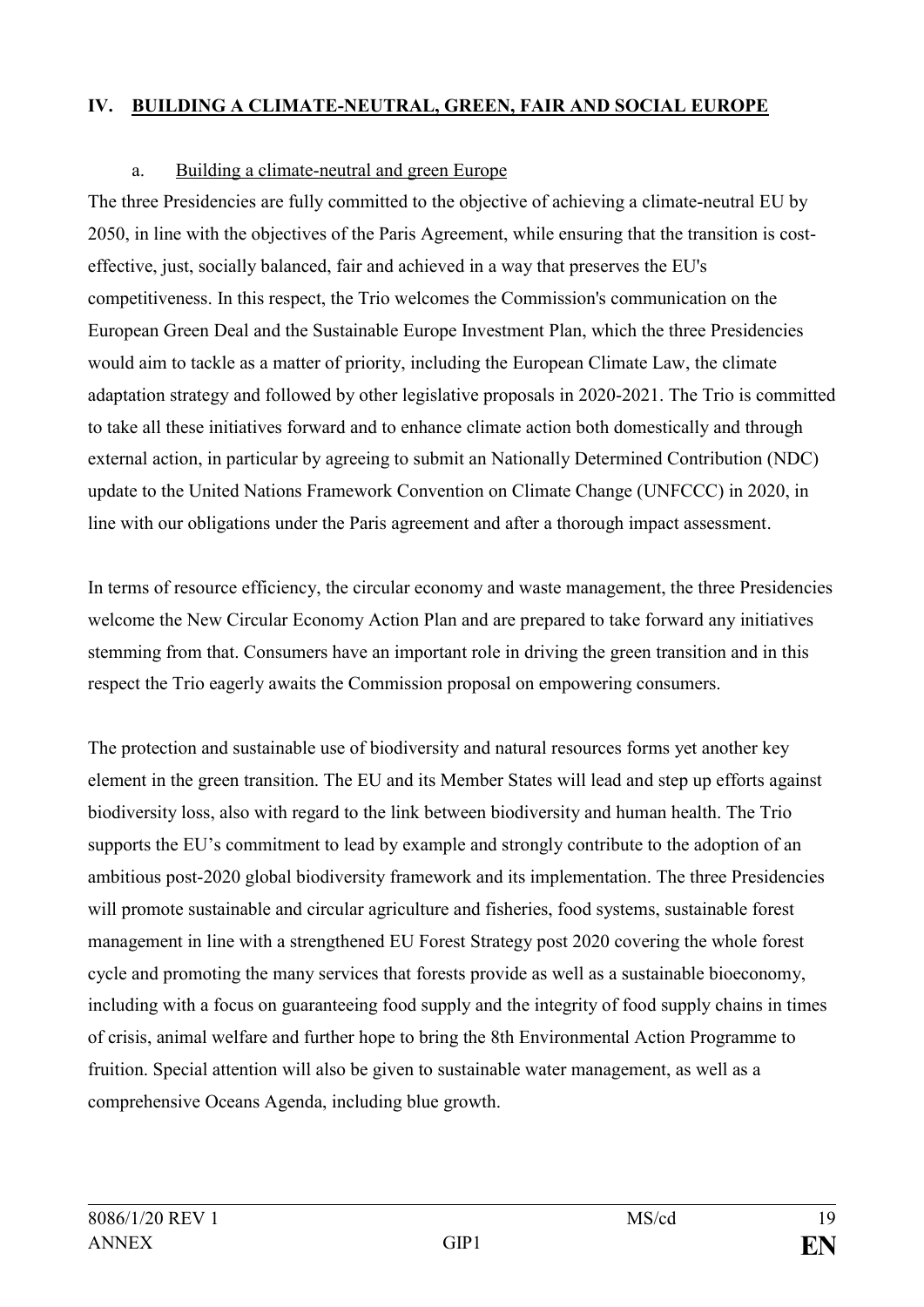## IV. BUILDING A CLIMATE-NEUTRAL, GREEN, FAIR AND SOCIAL EUROPE

### a. Building a climate-neutral and green Europe

The three Presidencies are fully committed to the objective of achieving a climate-neutral EU by 2050, in line with the objectives of the Paris Agreement, while ensuring that the transition is cost-effective, just, socially balanced, fair and achieved in a way that preserves the EU's competitiveness. In this respect, the Trio welcomes the Commission's communication on the European Green Deal and the Sustainable Europe Investment Plan, which the three Presidencies would aim to tackle as a matter of priority, including the European Climate Law, the climate adaptation strategy and followed by other legislative proposals in 2020-2021. The Trio is committed to take all these initiatives forward and to enhance climate action both domestically and through external action, in particular by agreeing to submit an Nationally Determined Contribution (NDC) update to the United Nations Framework Convention on Climate Change (UNFCCC) in 2020, in line with our obligations under the Paris agreement and after a thorough impact assessment.

In terms of resource efficiency, the circular economy and waste management, the three Presidencies welcome the New Circular Economy Action Plan and are prepared to take forward any initiatives stemming from that. Consumers have an important role in driving the green transition and in this respect the Trio eagerly awaits the Commission proposal on empowering consumers.

The protection and sustainable use of biodiversity and natural resources forms yet another key element in the green transition. The EU and its Member States will lead and step up efforts against biodiversity loss, also with regard to the link between biodiversity and human health. The Trio supports the EU's commitment to lead by example and strongly contribute to the adoption of an ambitious post-2020 global biodiversity framework and its implementation. The three Presidencies will promote sustainable and circular agriculture and fisheries, food systems, sustainable forest management in line with a strengthened EU Forest Strategy post 2020 covering the whole forest cycle and promoting the many services that forests provide as well as a sustainable bioeconomy, including with a focus on guaranteeing food supply and the integrity of food supply chains in times of crisis, animal welfare and further hope to bring the 8th Environmental Action Programme to fruition. Special attention will also be given to sustainable water management, as well as a comprehensive Oceans Agenda, including blue growth.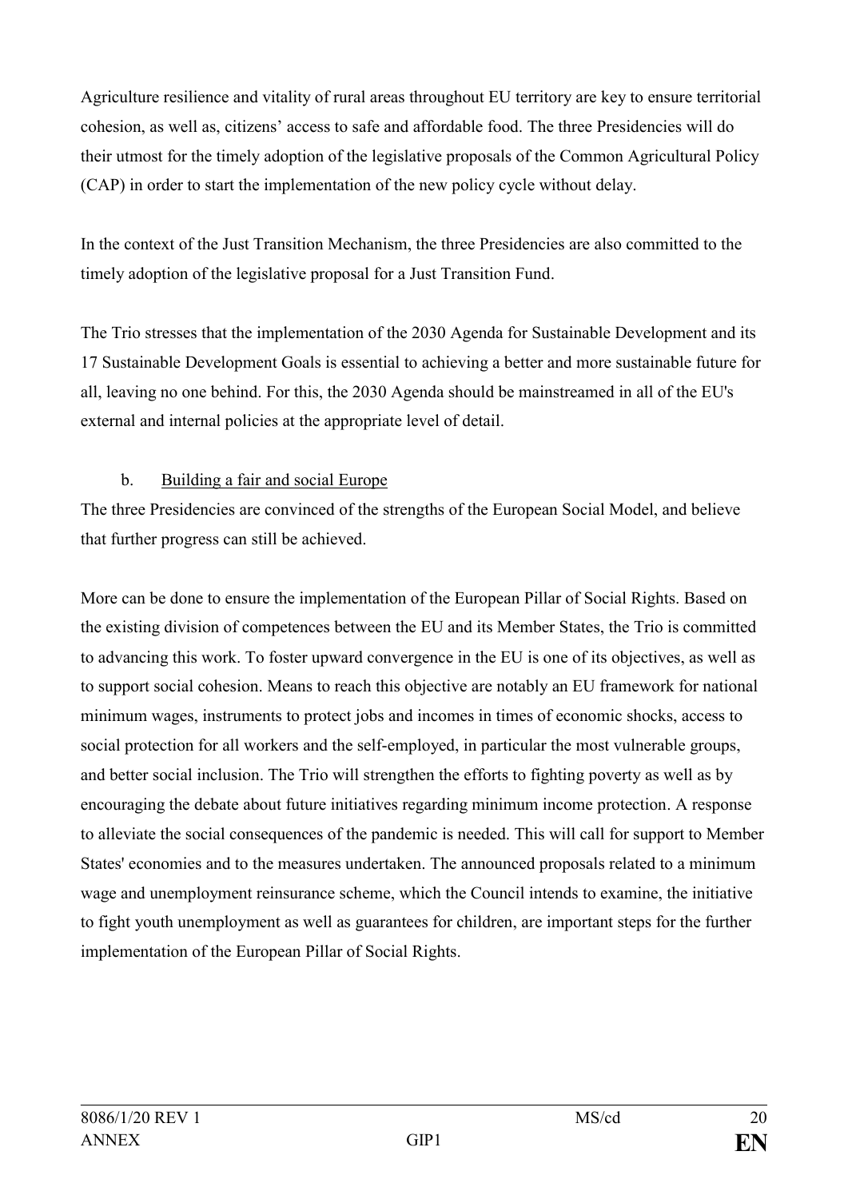Agriculture resilience and vitality of rural areas throughout EU territory are key to ensure territorial cohesion, as well as, citizens' access to safe and affordable food. The three Presidencies will do their utmost for the timely adoption of the legislative proposals of the Common Agricultural Policy (CAP) in order to start the implementation of the new policy cycle without delay.

In the context of the Just Transition Mechanism, the three Presidencies are also committed to the timely adoption of the legislative proposal for a Just Transition Fund.

The Trio stresses that the implementation of the 2030 Agenda for Sustainable Development and its 17 Sustainable Development Goals is essential to achieving a better and more sustainable future for all, leaving no one behind. For this, the 2030 Agenda should be mainstreamed in all of the EU's external and internal policies at the appropriate level of detail.

### b. Building a fair and social Europe

The three Presidencies are convinced of the strengths of the European Social Model, and believe that further progress can still be achieved.

More can be done to ensure the implementation of the European Pillar of Social Rights. Based on the existing division of competences between the EU and its Member States, the Trio is committed to advancing this work. To foster upward convergence in the EU is one of its objectives, as well as to support social cohesion. Means to reach this objective are notably an EU framework for national minimum wages, instruments to protect jobs and incomes in times of economic shocks, access to social protection for all workers and the self-employed, in particular the most vulnerable groups, and better social inclusion. The Trio will strengthen the efforts to fighting poverty as well as by encouraging the debate about future initiatives regarding minimum income protection. A response to alleviate the social consequences of the pandemic is needed. This will call for support to Member States' economies and to the measures undertaken. The announced proposals related to a minimum wage and unemployment reinsurance scheme, which the Council intends to examine, the initiative to fight youth unemployment as well as guarantees for children, are important steps for the further implementation of the European Pillar of Social Rights.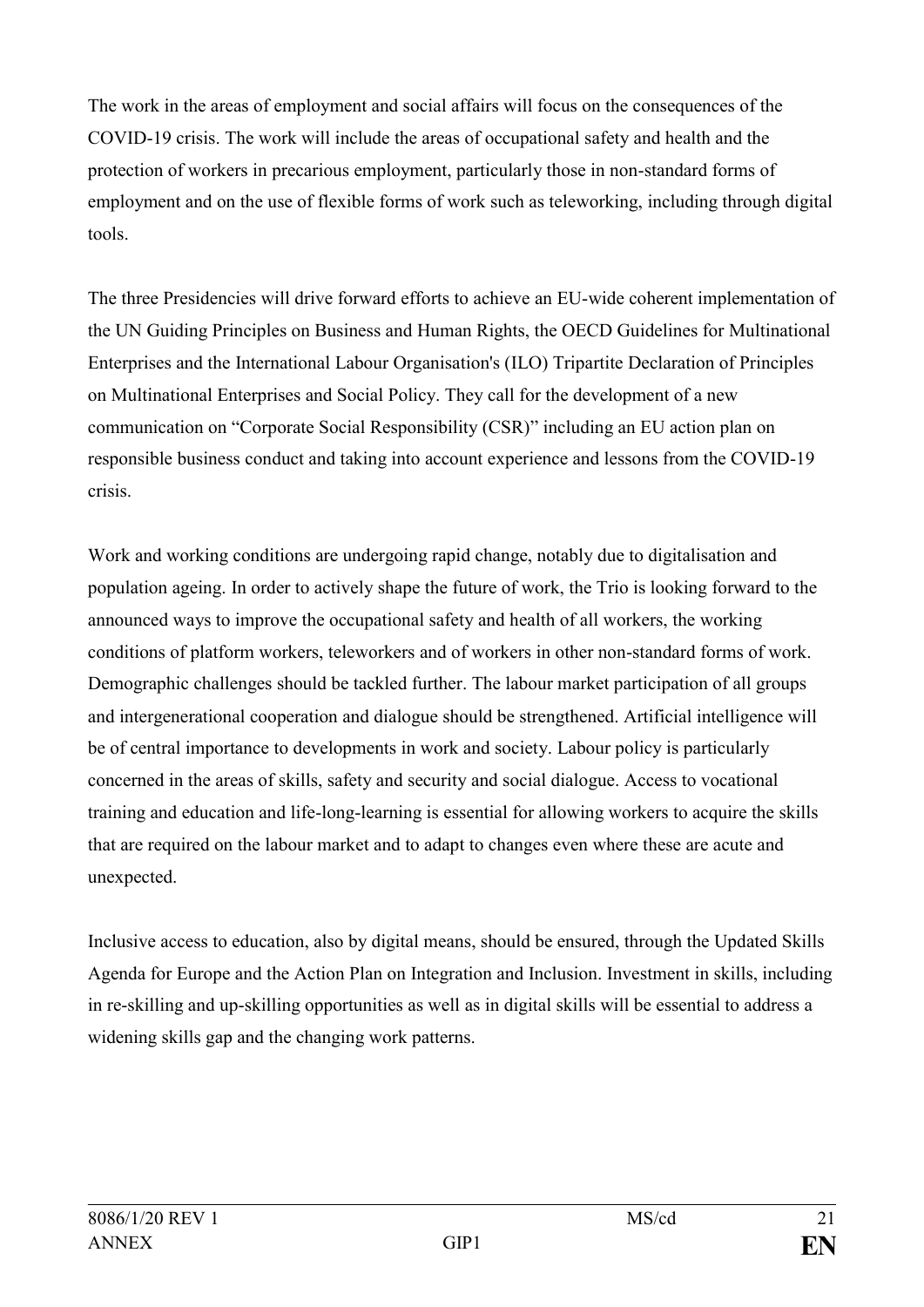The work in the areas of employment and social affairs will focus on the consequences of the COVID-19 crisis. The work will include the areas of occupational safety and health and the protection of workers in precarious employment, particularly those in non-standard forms of employment and on the use of flexible forms of work such as teleworking, including through digital tools.

The three Presidencies will drive forward efforts to achieve an EU-wide coherent implementation of the UN Guiding Principles on Business and Human Rights, the OECD Guidelines for Multinational Enterprises and the International Labour Organisation's (ILO) Tripartite Declaration of Principles on Multinational Enterprises and Social Policy. They call for the development of a new communication on "Corporate Social Responsibility (CSR)" including an EU action plan on responsible business conduct and taking into account experience and lessons from the COVID-19 crisis.

Work and working conditions are undergoing rapid change, notably due to digitalisation and population ageing. In order to actively shape the future of work, the Trio is looking forward to the announced ways to improve the occupational safety and health of all workers, the working conditions of platform workers, teleworkers and of workers in other non-standard forms of work. Demographic challenges should be tackled further. The labour market participation of all groups and intergenerational cooperation and dialogue should be strengthened. Artificial intelligence will be of central importance to developments in work and society. Labour policy is particularly concerned in the areas of skills, safety and security and social dialogue. Access to vocational training and education and life-long-learning is essential for allowing workers to acquire the skills that are required on the labour market and to adapt to changes even where these are acute and unexpected.

Inclusive access to education, also by digital means, should be ensured, through the Updated Skills Agenda for Europe and the Action Plan on Integration and Inclusion. Investment in skills, including in re-skilling and up-skilling opportunities as well as in digital skills will be essential to address a widening skills gap and the changing work patterns.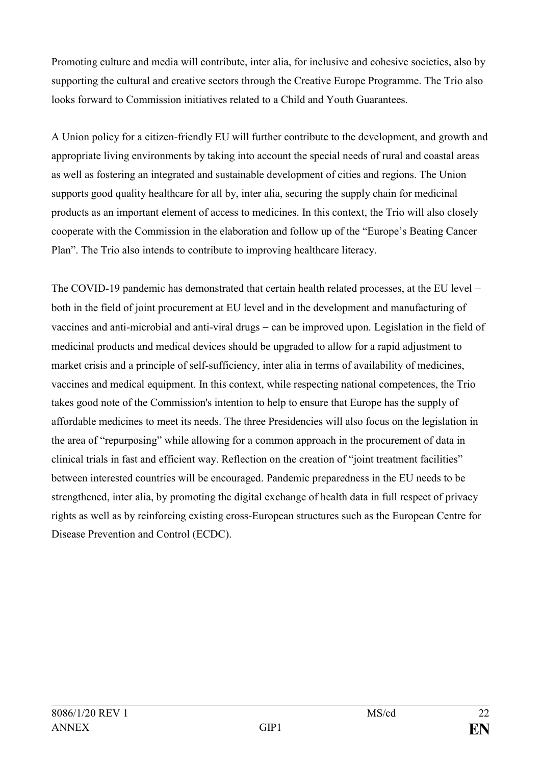Promoting culture and media will contribute, inter alia, for inclusive and cohesive societies, also by supporting the cultural and creative sectors through the Creative Europe Programme. The Trio also looks forward to Commission initiatives related to a Child and Youth Guarantees.

A Union policy for a citizen-friendly EU will further contribute to the development, and growth and appropriate living environments by taking into account the special needs of rural and coastal areas as well as fostering an integrated and sustainable development of cities and regions. The Union supports good quality healthcare for all by, inter alia, securing the supply chain for medicinal products as an important element of access to medicines. In this context, the Trio will also closely cooperate with the Commission in the elaboration and follow up of the "Europe's Beating Cancer Plan". The Trio also intends to contribute to improving healthcare literacy.

The COVID-19 pandemic has demonstrated that certain health related processes, at the EU level – both in the field of joint procurement at EU level and in the development and manufacturing of vaccines and anti-microbial and anti-viral drugs – can be improved upon. Legislation in the field of medicinal products and medical devices should be upgraded to allow for a rapid adjustment to market crisis and a principle of self-sufficiency, inter alia in terms of availability of medicines, vaccines and medical equipment. In this context, while respecting national competences, the Trio takes good note of the Commission's intention to help to ensure that Europe has the supply of affordable medicines to meet its needs. The three Presidencies will also focus on the legislation in the area of "repurposing" while allowing for a common approach in the procurement of data in clinical trials in fast and efficient way. Reflection on the creation of "joint treatment facilities" between interested countries will be encouraged. Pandemic preparedness in the EU needs to be strengthened, inter alia, by promoting the digital exchange of health data in full respect of privacy rights as well as by reinforcing existing cross-European structures such as the European Centre for Disease Prevention and Control (ECDC).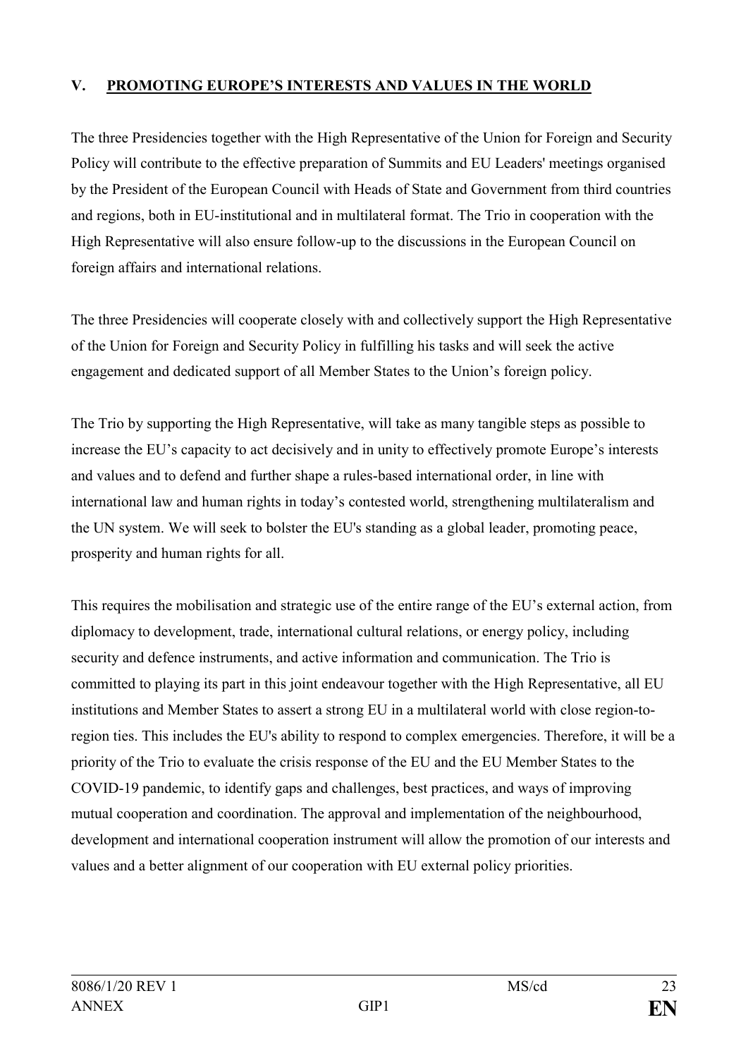## V. PROMOTING EUROPE'S INTERESTS AND VALUES IN THE WORLD

The three Presidencies together with the High Representative of the Union for Foreign and Security Policy will contribute to the effective preparation of Summits and EU Leaders' meetings organised by the President of the European Council with Heads of State and Government from third countries and regions, both in EU-institutional and in multilateral format. The Trio in cooperation with the High Representative will also ensure follow-up to the discussions in the European Council on foreign affairs and international relations.

The three Presidencies will cooperate closely with and collectively support the High Representative of the Union for Foreign and Security Policy in fulfilling his tasks and will seek the active engagement and dedicated support of all Member States to the Union's foreign policy.

The Trio by supporting the High Representative, will take as many tangible steps as possible to increase the EU's capacity to act decisively and in unity to effectively promote Europe's interests and values and to defend and further shape a rules-based international order, in line with international law and human rights in today's contested world, strengthening multilateralism and the UN system. We will seek to bolster the EU's standing as a global leader, promoting peace, prosperity and human rights for all.

This requires the mobilisation and strategic use of the entire range of the EU's external action, from diplomacy to development, trade, international cultural relations, or energy policy, including security and defence instruments, and active information and communication. The Trio is committed to playing its part in this joint endeavour together with the High Representative, all EU institutions and Member States to assert a strong EU in a multilateral world with close region-to-region ties. This includes the EU's ability to respond to complex emergencies. Therefore, it will be a priority of the Trio to evaluate the crisis response of the EU and the EU Member States to the COVID-19 pandemic, to identify gaps and challenges, best practices, and ways of improving mutual cooperation and coordination. The approval and implementation of the neighbourhood, development and international cooperation instrument will allow the promotion of our interests and values and a better alignment of our cooperation with EU external policy priorities.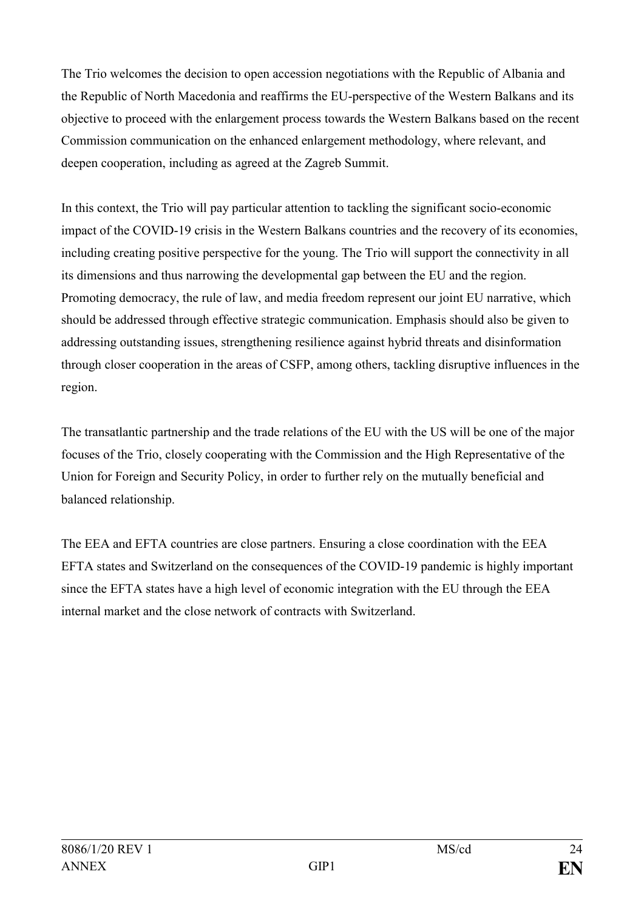The Trio welcomes the decision to open accession negotiations with the Republic of Albania and the Republic of North Macedonia and reaffirms the EU-perspective of the Western Balkans and its objective to proceed with the enlargement process towards the Western Balkans based on the recent Commission communication on the enhanced enlargement methodology, where relevant, and deepen cooperation, including as agreed at the Zagreb Summit.

In this context, the Trio will pay particular attention to tackling the significant socio-economic impact of the COVID-19 crisis in the Western Balkans countries and the recovery of its economies, including creating positive perspective for the young. The Trio will support the connectivity in all its dimensions and thus narrowing the developmental gap between the EU and the region. Promoting democracy, the rule of law, and media freedom represent our joint EU narrative, which should be addressed through effective strategic communication. Emphasis should also be given to addressing outstanding issues, strengthening resilience against hybrid threats and disinformation through closer cooperation in the areas of CSFP, among others, tackling disruptive influences in the region.

The transatlantic partnership and the trade relations of the EU with the US will be one of the major focuses of the Trio, closely cooperating with the Commission and the High Representative of the Union for Foreign and Security Policy, in order to further rely on the mutually beneficial and balanced relationship.

The EEA and EFTA countries are close partners. Ensuring a close coordination with the EEA EFTA states and Switzerland on the consequences of the COVID-19 pandemic is highly important since the EFTA states have a high level of economic integration with the EU through the EEA internal market and the close network of contracts with Switzerland.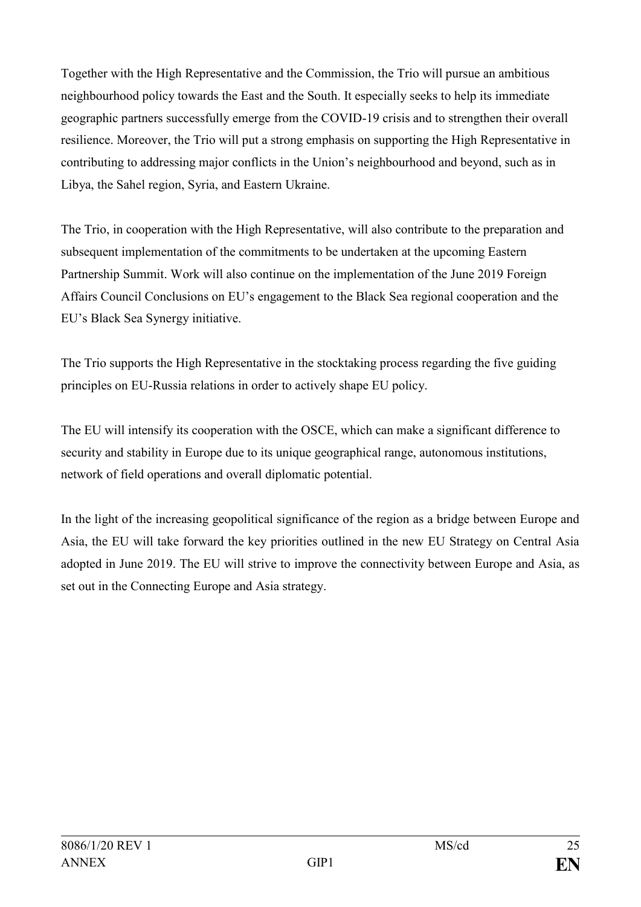Together with the High Representative and the Commission, the Trio will pursue an ambitious neighbourhood policy towards the East and the South. It especially seeks to help its immediate geographic partners successfully emerge from the COVID-19 crisis and to strengthen their overall resilience. Moreover, the Trio will put a strong emphasis on supporting the High Representative in contributing to addressing major conflicts in the Union's neighbourhood and beyond, such as in Libya, the Sahel region, Syria, and Eastern Ukraine.

The Trio, in cooperation with the High Representative, will also contribute to the preparation and subsequent implementation of the commitments to be undertaken at the upcoming Eastern Partnership Summit. Work will also continue on the implementation of the June 2019 Foreign Affairs Council Conclusions on EU's engagement to the Black Sea regional cooperation and the EU's Black Sea Synergy initiative.

The Trio supports the High Representative in the stocktaking process regarding the five guiding principles on EU-Russia relations in order to actively shape EU policy.

The EU will intensify its cooperation with the OSCE, which can make a significant difference to security and stability in Europe due to its unique geographical range, autonomous institutions, network of field operations and overall diplomatic potential.

In the light of the increasing geopolitical significance of the region as a bridge between Europe and Asia, the EU will take forward the key priorities outlined in the new EU Strategy on Central Asia adopted in June 2019. The EU will strive to improve the connectivity between Europe and Asia, as set out in the Connecting Europe and Asia strategy.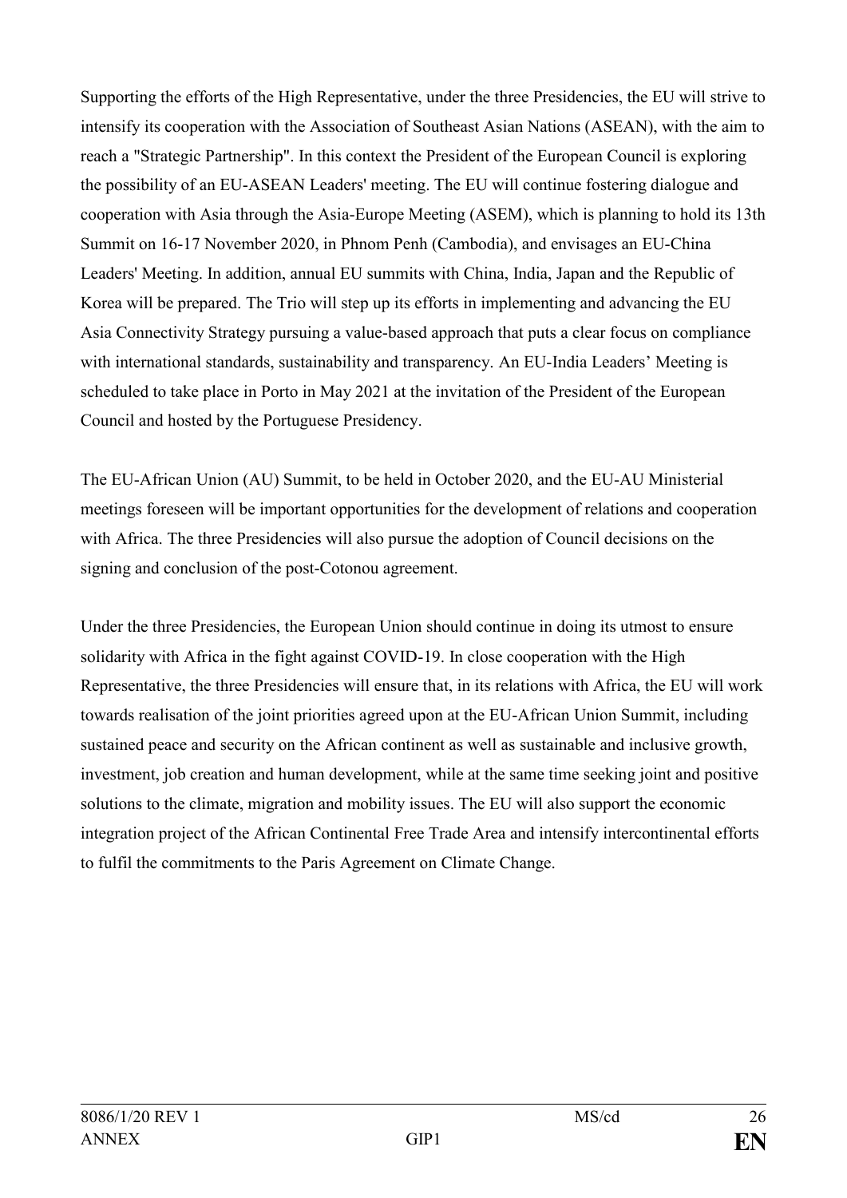Supporting the efforts of the High Representative, under the three Presidencies, the EU will strive to intensify its cooperation with the Association of Southeast Asian Nations (ASEAN), with the aim to reach a "Strategic Partnership". In this context the President of the European Council is exploring the possibility of an EU-ASEAN Leaders' meeting. The EU will continue fostering dialogue and cooperation with Asia through the Asia-Europe Meeting (ASEM), which is planning to hold its 13th Summit on 16-17 November 2020, in Phnom Penh (Cambodia), and envisages an EU-China Leaders' Meeting. In addition, annual EU summits with China, India, Japan and the Republic of Korea will be prepared. The Trio will step up its efforts in implementing and advancing the EU Asia Connectivity Strategy pursuing a value-based approach that puts a clear focus on compliance with international standards, sustainability and transparency. An EU-India Leaders' Meeting is scheduled to take place in Porto in May 2021 at the invitation of the President of the European Council and hosted by the Portuguese Presidency.

The EU-African Union (AU) Summit, to be held in October 2020, and the EU-AU Ministerial meetings foreseen will be important opportunities for the development of relations and cooperation with Africa. The three Presidencies will also pursue the adoption of Council decisions on the signing and conclusion of the post-Cotonou agreement.

Under the three Presidencies, the European Union should continue in doing its utmost to ensure solidarity with Africa in the fight against COVID-19. In close cooperation with the High Representative, the three Presidencies will ensure that, in its relations with Africa, the EU will work towards realisation of the joint priorities agreed upon at the EU-African Union Summit, including sustained peace and security on the African continent as well as sustainable and inclusive growth, investment, job creation and human development, while at the same time seeking joint and positive solutions to the climate, migration and mobility issues. The EU will also support the economic integration project of the African Continental Free Trade Area and intensify intercontinental efforts to fulfil the commitments to the Paris Agreement on Climate Change.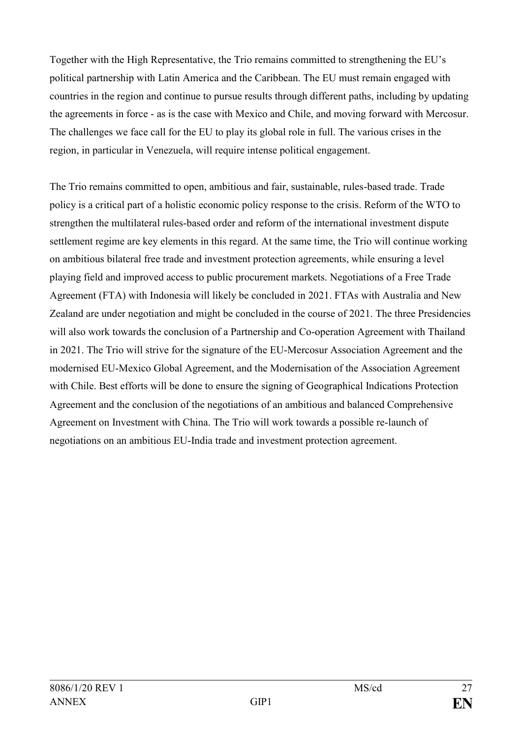Together with the High Representative, the Trio remains committed to strengthening the EU's political partnership with Latin America and the Caribbean. The EU must remain engaged with countries in the region and continue to pursue results through different paths, including by updating the agreements in force - as is the case with Mexico and Chile, and moving forward with Mercosur. The challenges we face call for the EU to play its global role in full. The various crises in the region, in particular in Venezuela, will require intense political engagement.

The Trio remains committed to open, ambitious and fair, sustainable, rules-based trade. Trade policy is a critical part of a holistic economic policy response to the crisis. Reform of the WTO to strengthen the multilateral rules-based order and reform of the international investment dispute settlement regime are key elements in this regard. At the same time, the Trio will continue working on ambitious bilateral free trade and investment protection agreements, while ensuring a level playing field and improved access to public procurement markets. Negotiations of a Free Trade Agreement (FTA) with Indonesia will likely be concluded in 2021. FTAs with Australia and New Zealand are under negotiation and might be concluded in the course of 2021. The three Presidencies will also work towards the conclusion of a Partnership and Co-operation Agreement with Thailand in 2021. The Trio will strive for the signature of the EU-Mercosur Association Agreement and the modernised EU-Mexico Global Agreement, and the Modernisation of the Association Agreement with Chile. Best efforts will be done to ensure the signing of Geographical Indications Protection Agreement and the conclusion of the negotiations of an ambitious and balanced Comprehensive Agreement on Investment with China. The Trio will work towards a possible re-launch of negotiations on an ambitious EU-India trade and investment protection agreement.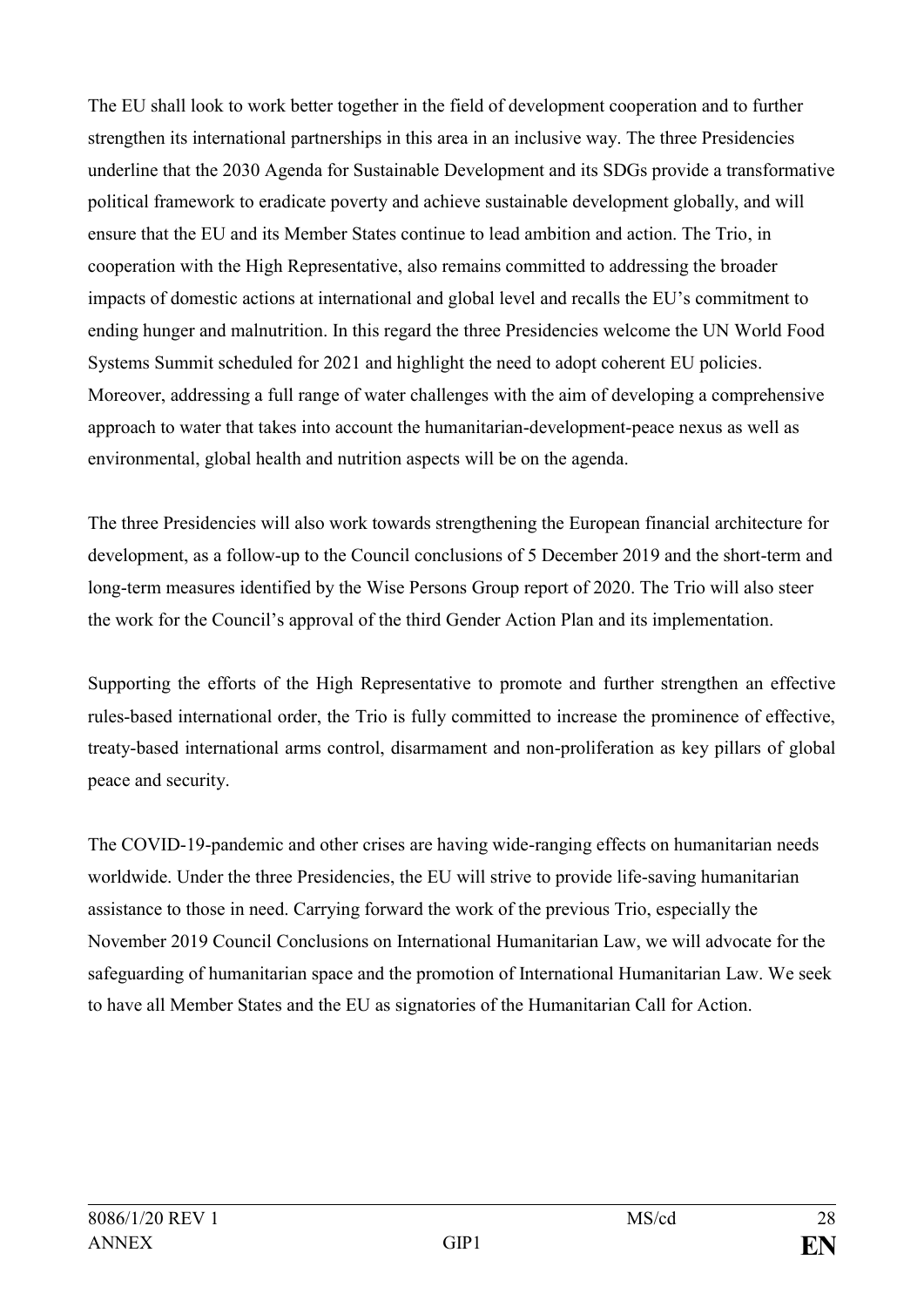The EU shall look to work better together in the field of development cooperation and to further strengthen its international partnerships in this area in an inclusive way. The three Presidencies underline that the 2030 Agenda for Sustainable Development and its SDGs provide a transformative political framework to eradicate poverty and achieve sustainable development globally, and will ensure that the EU and its Member States continue to lead ambition and action. The Trio, in cooperation with the High Representative, also remains committed to addressing the broader impacts of domestic actions at international and global level and recalls the EU's commitment to ending hunger and malnutrition. In this regard the three Presidencies welcome the UN World Food Systems Summit scheduled for 2021 and highlight the need to adopt coherent EU policies. Moreover, addressing a full range of water challenges with the aim of developing a comprehensive approach to water that takes into account the humanitarian-development-peace nexus as well as environmental, global health and nutrition aspects will be on the agenda.

The three Presidencies will also work towards strengthening the European financial architecture for development, as a follow-up to the Council conclusions of 5 December 2019 and the short-term and long-term measures identified by the Wise Persons Group report of 2020. The Trio will also steer the work for the Council's approval of the third Gender Action Plan and its implementation.

Supporting the efforts of the High Representative to promote and further strengthen an effective rules-based international order, the Trio is fully committed to increase the prominence of effective, treaty-based international arms control, disarmament and non-proliferation as key pillars of global peace and security.

The COVID-19-pandemic and other crises are having wide-ranging effects on humanitarian needs worldwide. Under the three Presidencies, the EU will strive to provide life-saving humanitarian assistance to those in need. Carrying forward the work of the previous Trio, especially the November 2019 Council Conclusions on International Humanitarian Law, we will advocate for the safeguarding of humanitarian space and the promotion of International Humanitarian Law. We seek to have all Member States and the EU as signatories of the Humanitarian Call for Action.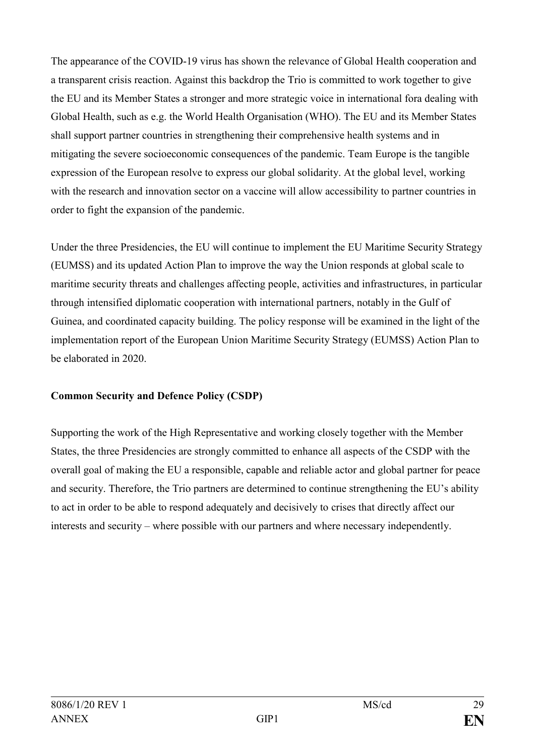The appearance of the COVID-19 virus has shown the relevance of Global Health cooperation and a transparent crisis reaction. Against this backdrop the Trio is committed to work together to give the EU and its Member States a stronger and more strategic voice in international fora dealing with Global Health, such as e.g. the World Health Organisation (WHO). The EU and its Member States shall support partner countries in strengthening their comprehensive health systems and in mitigating the severe socioeconomic consequences of the pandemic. Team Europe is the tangible expression of the European resolve to express our global solidarity. At the global level, working with the research and innovation sector on a vaccine will allow accessibility to partner countries in order to fight the expansion of the pandemic.

Under the three Presidencies, the EU will continue to implement the EU Maritime Security Strategy (EUMSS) and its updated Action Plan to improve the way the Union responds at global scale to maritime security threats and challenges affecting people, activities and infrastructures, in particular through intensified diplomatic cooperation with international partners, notably in the Gulf of Guinea, and coordinated capacity building. The policy response will be examined in the light of the implementation report of the European Union Maritime Security Strategy (EUMSS) Action Plan to be elaborated in 2020.

**Common Security and Defence Policy (CSDP)**

Supporting the work of the High Representative and working closely together with the Member States, the three Presidencies are strongly committed to enhance all aspects of the CSDP with the overall goal of making the EU a responsible, capable and reliable actor and global partner for peace and security. Therefore, the Trio partners are determined to continue strengthening the EU's ability to act in order to be able to respond adequately and decisively to crises that directly affect our interests and security – where possible with our partners and where necessary independently.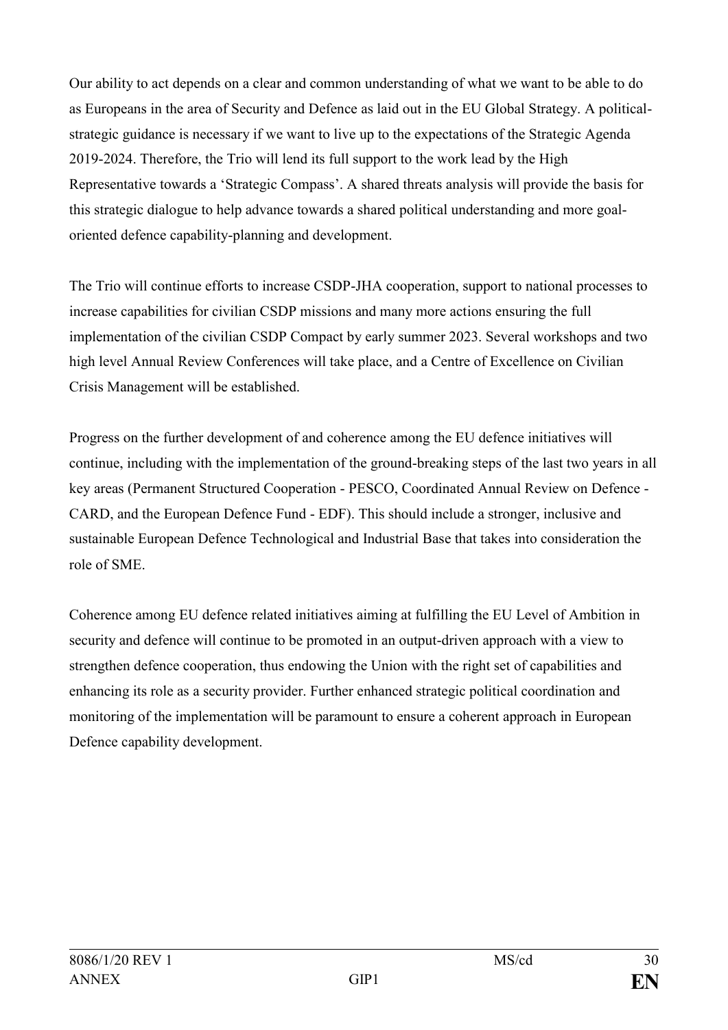Our ability to act depends on a clear and common understanding of what we want to be able to do as Europeans in the area of Security and Defence as laid out in the EU Global Strategy. A political-strategic guidance is necessary if we want to live up to the expectations of the Strategic Agenda 2019-2024. Therefore, the Trio will lend its full support to the work lead by the High Representative towards a 'Strategic Compass'. A shared threats analysis will provide the basis for this strategic dialogue to help advance towards a shared political understanding and more goal-oriented defence capability-planning and development.

The Trio will continue efforts to increase CSDP-JHA cooperation, support to national processes to increase capabilities for civilian CSDP missions and many more actions ensuring the full implementation of the civilian CSDP Compact by early summer 2023. Several workshops and two high level Annual Review Conferences will take place, and a Centre of Excellence on Civilian Crisis Management will be established.

Progress on the further development of and coherence among the EU defence initiatives will continue, including with the implementation of the ground-breaking steps of the last two years in all key areas (Permanent Structured Cooperation - PESCO, Coordinated Annual Review on Defence - CARD, and the European Defence Fund - EDF). This should include a stronger, inclusive and sustainable European Defence Technological and Industrial Base that takes into consideration the role of SME.

Coherence among EU defence related initiatives aiming at fulfilling the EU Level of Ambition in security and defence will continue to be promoted in an output-driven approach with a view to strengthen defence cooperation, thus endowing the Union with the right set of capabilities and enhancing its role as a security provider. Further enhanced strategic political coordination and monitoring of the implementation will be paramount to ensure a coherent approach in European Defence capability development.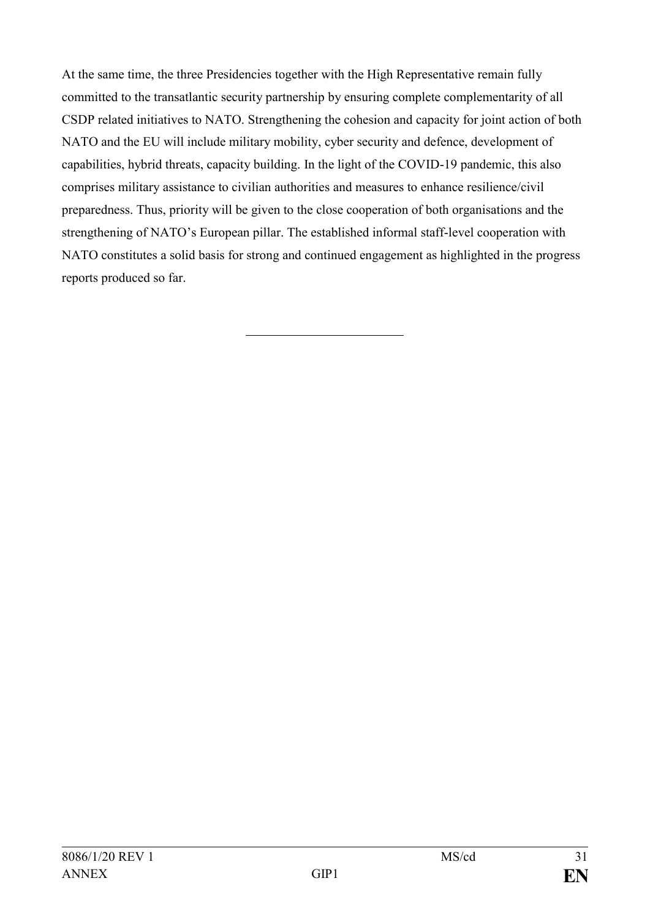At the same time, the three Presidencies together with the High Representative remain fully committed to the transatlantic security partnership by ensuring complete complementarity of all CSDP related initiatives to NATO. Strengthening the cohesion and capacity for joint action of both NATO and the EU will include military mobility, cyber security and defence, development of capabilities, hybrid threats, capacity building. In the light of the COVID-19 pandemic, this also comprises military assistance to civilian authorities and measures to enhance resilience/civil preparedness. Thus, priority will be given to the close cooperation of both organisations and the strengthening of NATO's European pillar. The established informal staff-level cooperation with NATO constitutes a solid basis for strong and continued engagement as highlighted in the progress reports produced so far.